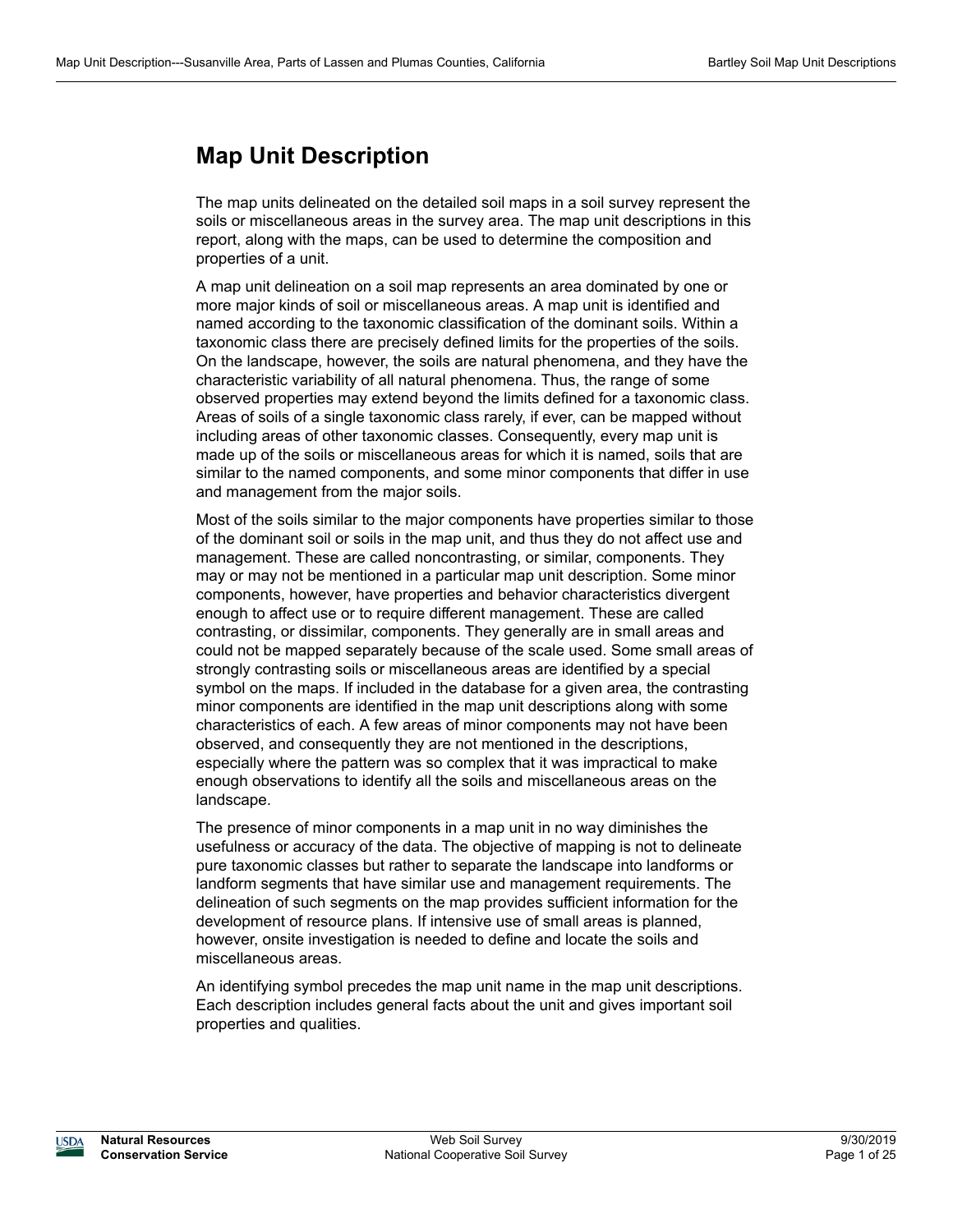# Map Unit Description

The map units delineated on the detailed soil maps in a soil survey represent the soils or miscellaneous areas in the survey area. The map unit descriptions in this report, along with the maps, can be used to determine the composition and properties of a unit.

A map unit delineation on a soil map represents an area dominated by one or more major kinds of soil or miscellaneous areas. A map unit is identified and named according to the taxonomic classification of the dominant soils. Within a taxonomic class there are precisely defined limits for the properties of the soils. On the landscape, however, the soils are natural phenomena, and they have the characteristic variability of all natural phenomena. Thus, the range of some observed properties may extend beyond the limits defined for a taxonomic class. Areas of soils of a single taxonomic class rarely, if ever, can be mapped without including areas of other taxonomic classes. Consequently, every map unit is made up of the soils or miscellaneous areas for which it is named, soils that are similar to the named components, and some minor components that differ in use and management from the major soils.

Most of the soils similar to the major components have properties similar to those of the dominant soil or soils in the map unit, and thus they do not affect use and management. These are called noncontrasting, or similar, components. They may or may not be mentioned in a particular map unit description. Some minor components, however, have properties and behavior characteristics divergent enough to affect use or to require different management. These are called contrasting, or dissimilar, components. They generally are in small areas and could not be mapped separately because of the scale used. Some small areas of strongly contrasting soils or miscellaneous areas are identified by a special symbol on the maps. If included in the database for a given area, the contrasting minor components are identified in the map unit descriptions along with some characteristics of each. A few areas of minor components may not have been observed, and consequently they are not mentioned in the descriptions, especially where the pattern was so complex that it was impractical to make enough observations to identify all the soils and miscellaneous areas on the landscape.

The presence of minor components in a map unit in no way diminishes the usefulness or accuracy of the data. The objective of mapping is not to delineate pure taxonomic classes but rather to separate the landscape into landforms or landform segments that have similar use and management requirements. The delineation of such segments on the map provides sufficient information for the development of resource plans. If intensive use of small areas is planned, however, onsite investigation is needed to define and locate the soils and miscellaneous areas.

An identifying symbol precedes the map unit name in the map unit descriptions. Each description includes general facts about the unit and gives important soil properties and qualities.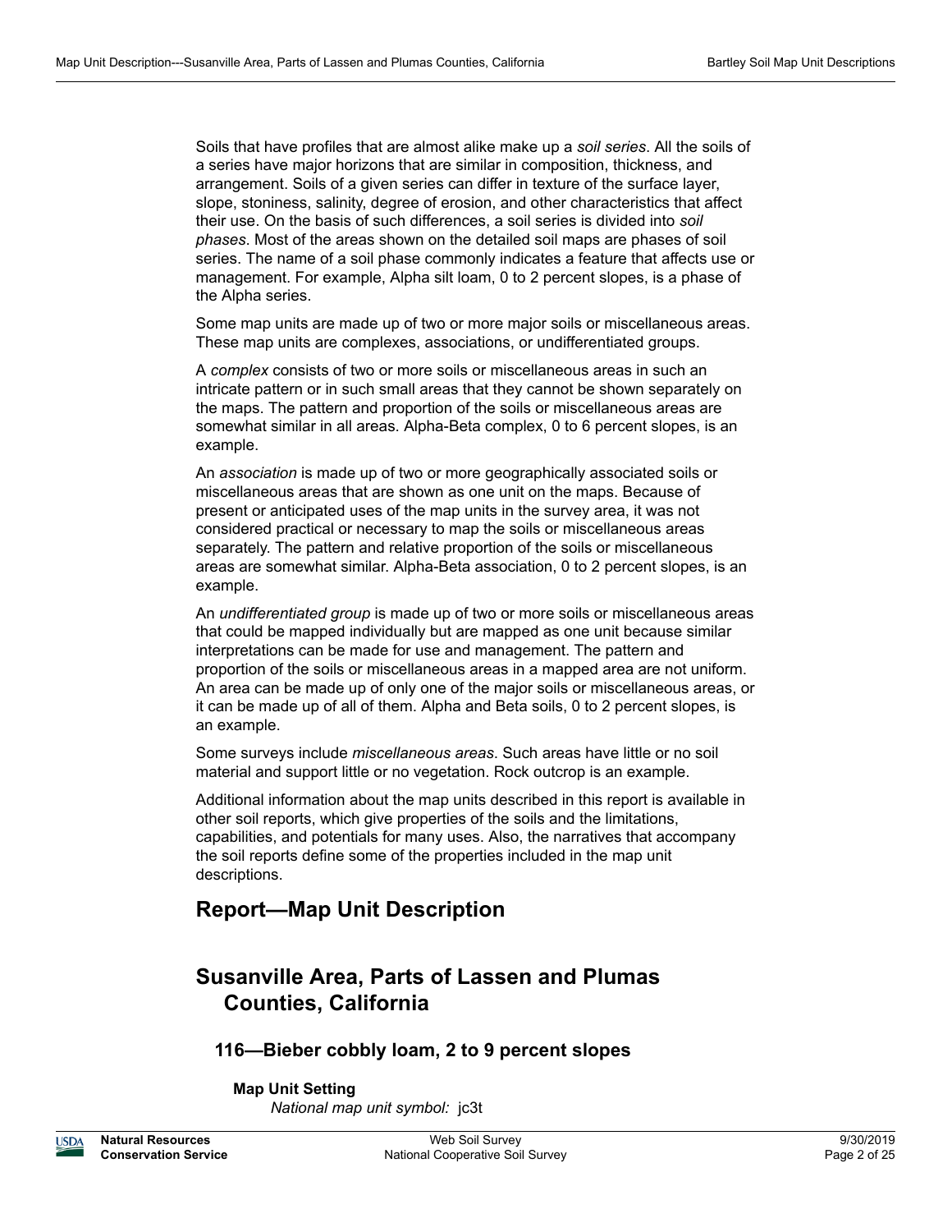Soils that have profiles that are almost alike make up a *soil series*. All the soils of a series have major horizons that are similar in composition, thickness, and arrangement. Soils of a given series can differ in texture of the surface layer, slope, stoniness, salinity, degree of erosion, and other characteristics that affect their use. On the basis of such differences, a soil series is divided into *soil phases*. Most of the areas shown on the detailed soil maps are phases of soil series. The name of a soil phase commonly indicates a feature that affects use or management. For example, Alpha silt loam, 0 to 2 percent slopes, is a phase of the Alpha series.

Some map units are made up of two or more major soils or miscellaneous areas. These map units are complexes, associations, or undifferentiated groups.

A *complex* consists of two or more soils or miscellaneous areas in such an intricate pattern or in such small areas that they cannot be shown separately on the maps. The pattern and proportion of the soils or miscellaneous areas are somewhat similar in all areas. Alpha-Beta complex, 0 to 6 percent slopes, is an example.

An *association* is made up of two or more geographically associated soils or miscellaneous areas that are shown as one unit on the maps. Because of present or anticipated uses of the map units in the survey area, it was not considered practical or necessary to map the soils or miscellaneous areas separately. The pattern and relative proportion of the soils or miscellaneous areas are somewhat similar. Alpha-Beta association, 0 to 2 percent slopes, is an example.

An *undifferentiated group* is made up of two or more soils or miscellaneous areas that could be mapped individually but are mapped as one unit because similar interpretations can be made for use and management. The pattern and proportion of the soils or miscellaneous areas in a mapped area are not uniform. An area can be made up of only one of the major soils or miscellaneous areas, or it can be made up of all of them. Alpha and Beta soils, 0 to 2 percent slopes, is an example.

Some surveys include *miscellaneous areas*. Such areas have little or no soil material and support little or no vegetation. Rock outcrop is an example.

Additional information about the map units described in this report is available in other soil reports, which give properties of the soils and the limitations, capabilities, and potentials for many uses. Also, the narratives that accompany the soil reports define some of the properties included in the map unit descriptions.

# Report—Map Unit Description

## Susanville Area, Parts of Lassen and Plumas Counties, California

### 116—Bieber cobbly loam, 2 to 9 percent slopes

#### Map Unit Setting

*National map unit symbol:* jc3t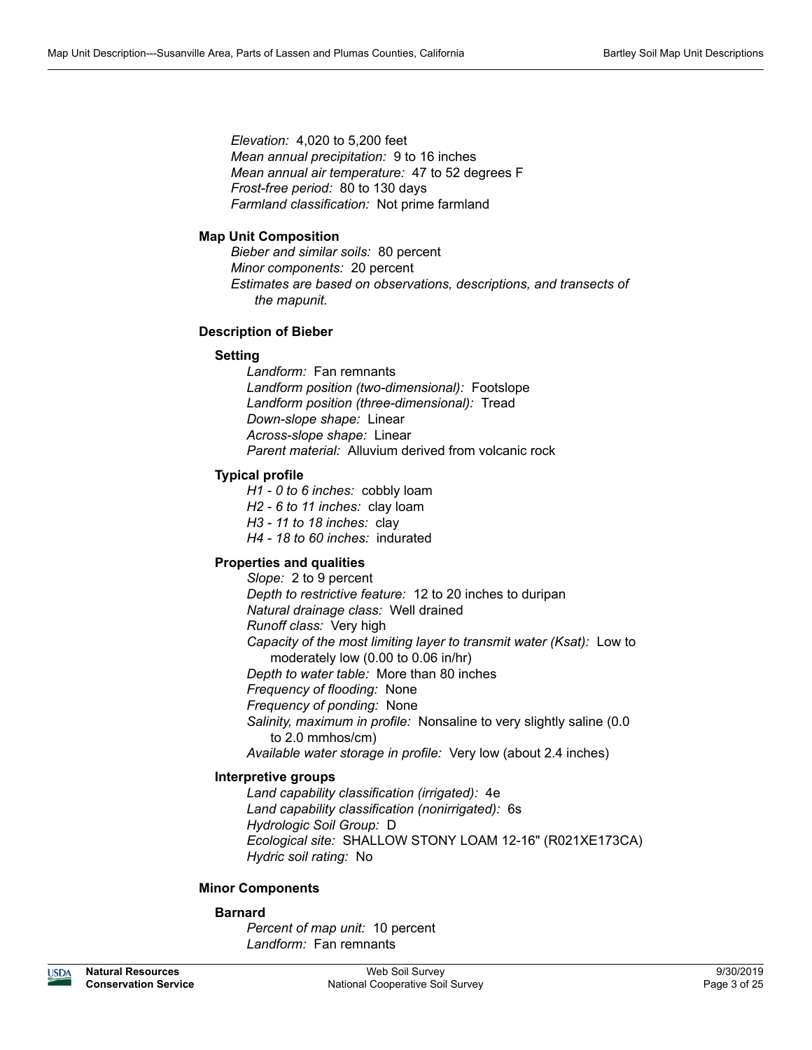*Elevation:* 4,020 to 5,200 feet
*Mean annual precipitation:* 9 to 16 inches
*Mean annual air temperature:* 47 to 52 degrees F
*Frost-free period:* 80 to 130 days
*Farmland classification:* Not prime farmland

### Map Unit Composition

*Bieber and similar soils:* 80 percent
*Minor components:* 20 percent
*Estimates are based on observations, descriptions, and transects of the mapunit.*

### Description of Bieber

#### Setting

*Landform:* Fan remnants
*Landform position (two-dimensional):* Footslope
*Landform position (three-dimensional):* Tread
*Down-slope shape:* Linear
*Across-slope shape:* Linear
*Parent material:* Alluvium derived from volcanic rock

#### Typical profile

*H1 - 0 to 6 inches:* cobbly loam
*H2 - 6 to 11 inches:* clay loam
*H3 - 11 to 18 inches:* clay
*H4 - 18 to 60 inches:* indurated

#### Properties and qualities

*Slope:* 2 to 9 percent
*Depth to restrictive feature:* 12 to 20 inches to duripan
*Natural drainage class:* Well drained
*Runoff class:* Very high
*Capacity of the most limiting layer to transmit water (Ksat):* Low to moderately low (0.00 to 0.06 in/hr)
*Depth to water table:* More than 80 inches
*Frequency of flooding:* None
*Frequency of ponding:* None
*Salinity, maximum in profile:* Nonsaline to very slightly saline (0.0 to 2.0 mmhos/cm)
*Available water storage in profile:* Very low (about 2.4 inches)

#### Interpretive groups

*Land capability classification (irrigated):* 4e
*Land capability classification (nonirrigated):* 6s
*Hydrologic Soil Group:* D
*Ecological site:* SHALLOW STONY LOAM 12-16" (R021XE173CA)
*Hydric soil rating:* No

### Minor Components

#### Barnard

*Percent of map unit:* 10 percent
*Landform:* Fan remnants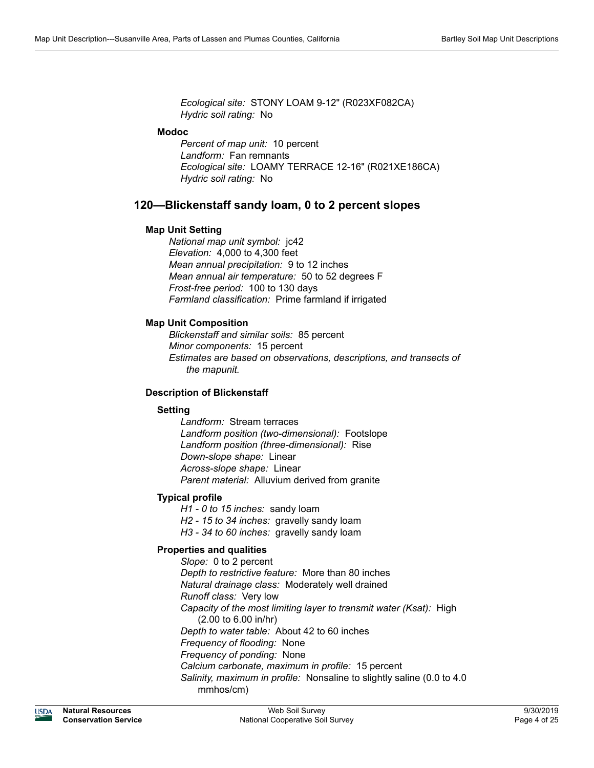*Ecological site:* STONY LOAM 9-12" (R023XF082CA)
*Hydric soil rating:* No

**Modoc**

*Percent of map unit:* 10 percent
*Landform:* Fan remnants
*Ecological site:* LOAMY TERRACE 12-16" (R021XE186CA)
*Hydric soil rating:* No

## 120—Blickenstaff sandy loam, 0 to 2 percent slopes

### Map Unit Setting

*National map unit symbol:* jc42
*Elevation:* 4,000 to 4,300 feet
*Mean annual precipitation:* 9 to 12 inches
*Mean annual air temperature:* 50 to 52 degrees F
*Frost-free period:* 100 to 130 days
*Farmland classification:* Prime farmland if irrigated

### Map Unit Composition

*Blickenstaff and similar soils:* 85 percent
*Minor components:* 15 percent
*Estimates are based on observations, descriptions, and transects of the mapunit.*

### Description of Blickenstaff

**Setting**

*Landform:* Stream terraces
*Landform position (two-dimensional):* Footslope
*Landform position (three-dimensional):* Rise
*Down-slope shape:* Linear
*Across-slope shape:* Linear
*Parent material:* Alluvium derived from granite

**Typical profile**

*H1 - 0 to 15 inches:* sandy loam
*H2 - 15 to 34 inches:* gravelly sandy loam
*H3 - 34 to 60 inches:* gravelly sandy loam

**Properties and qualities**

*Slope:* 0 to 2 percent
*Depth to restrictive feature:* More than 80 inches
*Natural drainage class:* Moderately well drained
*Runoff class:* Very low
*Capacity of the most limiting layer to transmit water (Ksat):* High (2.00 to 6.00 in/hr)
*Depth to water table:* About 42 to 60 inches
*Frequency of flooding:* None
*Frequency of ponding:* None
*Calcium carbonate, maximum in profile:* 15 percent
*Salinity, maximum in profile:* Nonsaline to slightly saline (0.0 to 4.0 mmhos/cm)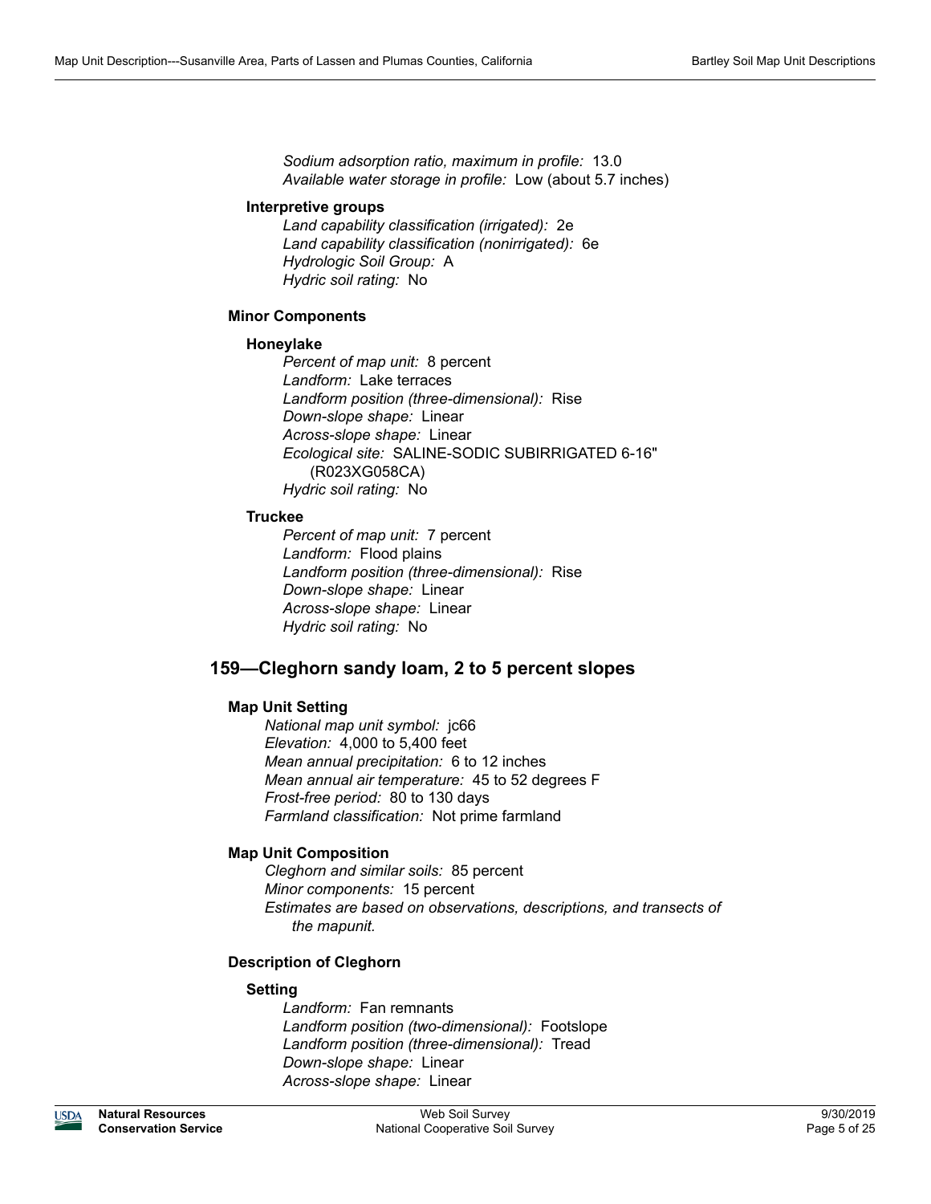*Sodium adsorption ratio, maximum in profile:* 13.0
*Available water storage in profile:* Low (about 5.7 inches)

#### Interpretive groups

*Land capability classification (irrigated):* 2e
*Land capability classification (nonirrigated):* 6e
*Hydrologic Soil Group:* A
*Hydric soil rating:* No

### Minor Components

#### Honeylake

*Percent of map unit:* 8 percent
*Landform:* Lake terraces
*Landform position (three-dimensional):* Rise
*Down-slope shape:* Linear
*Across-slope shape:* Linear
*Ecological site:* SALINE-SODIC SUBIRRIGATED 6-16" (R023XG058CA)
*Hydric soil rating:* No

#### Truckee

*Percent of map unit:* 7 percent
*Landform:* Flood plains
*Landform position (three-dimensional):* Rise
*Down-slope shape:* Linear
*Across-slope shape:* Linear
*Hydric soil rating:* No

## 159—Cleghorn sandy loam, 2 to 5 percent slopes

### Map Unit Setting

*National map unit symbol:* jc66
*Elevation:* 4,000 to 5,400 feet
*Mean annual precipitation:* 6 to 12 inches
*Mean annual air temperature:* 45 to 52 degrees F
*Frost-free period:* 80 to 130 days
*Farmland classification:* Not prime farmland

### Map Unit Composition

*Cleghorn and similar soils:* 85 percent
*Minor components:* 15 percent
*Estimates are based on observations, descriptions, and transects of the mapunit.*

### Description of Cleghorn

#### Setting

*Landform:* Fan remnants
*Landform position (two-dimensional):* Footslope
*Landform position (three-dimensional):* Tread
*Down-slope shape:* Linear
*Across-slope shape:* Linear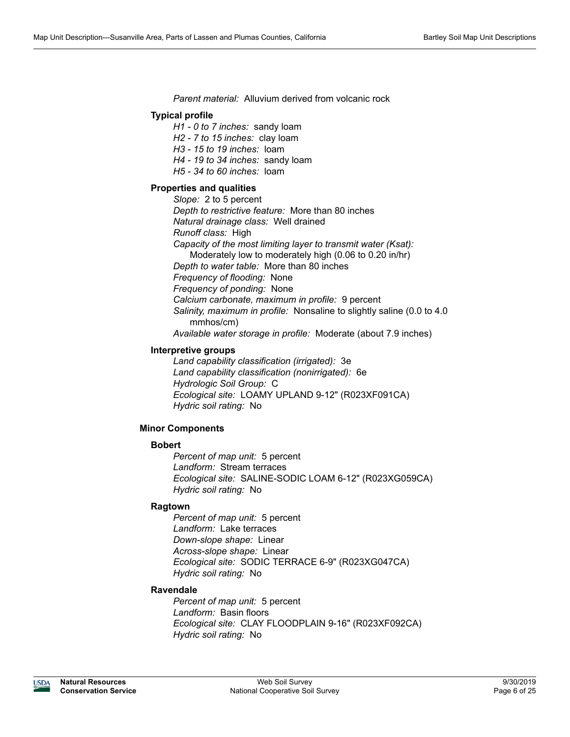*Parent material:* Alluvium derived from volcanic rock

#### Typical profile

*H1 - 0 to 7 inches:* sandy loam
*H2 - 7 to 15 inches:* clay loam
*H3 - 15 to 19 inches:* loam
*H4 - 19 to 34 inches:* sandy loam
*H5 - 34 to 60 inches:* loam

#### Properties and qualities

*Slope:* 2 to 5 percent
*Depth to restrictive feature:* More than 80 inches
*Natural drainage class:* Well drained
*Runoff class:* High
*Capacity of the most limiting layer to transmit water (Ksat):* Moderately low to moderately high (0.06 to 0.20 in/hr)
*Depth to water table:* More than 80 inches
*Frequency of flooding:* None
*Frequency of ponding:* None
*Calcium carbonate, maximum in profile:* 9 percent
*Salinity, maximum in profile:* Nonsaline to slightly saline (0.0 to 4.0 mmhos/cm)
*Available water storage in profile:* Moderate (about 7.9 inches)

#### Interpretive groups

*Land capability classification (irrigated):* 3e
*Land capability classification (nonirrigated):* 6e
*Hydrologic Soil Group:* C
*Ecological site:* LOAMY UPLAND 9-12" (R023XF091CA)
*Hydric soil rating:* No

### Minor Components

#### Bobert

*Percent of map unit:* 5 percent
*Landform:* Stream terraces
*Ecological site:* SALINE-SODIC LOAM 6-12" (R023XG059CA)
*Hydric soil rating:* No

#### Ragtown

*Percent of map unit:* 5 percent
*Landform:* Lake terraces
*Down-slope shape:* Linear
*Across-slope shape:* Linear
*Ecological site:* SODIC TERRACE 6-9" (R023XG047CA)
*Hydric soil rating:* No

#### Ravendale

*Percent of map unit:* 5 percent
*Landform:* Basin floors
*Ecological site:* CLAY FLOODPLAIN 9-16" (R023XF092CA)
*Hydric soil rating:* No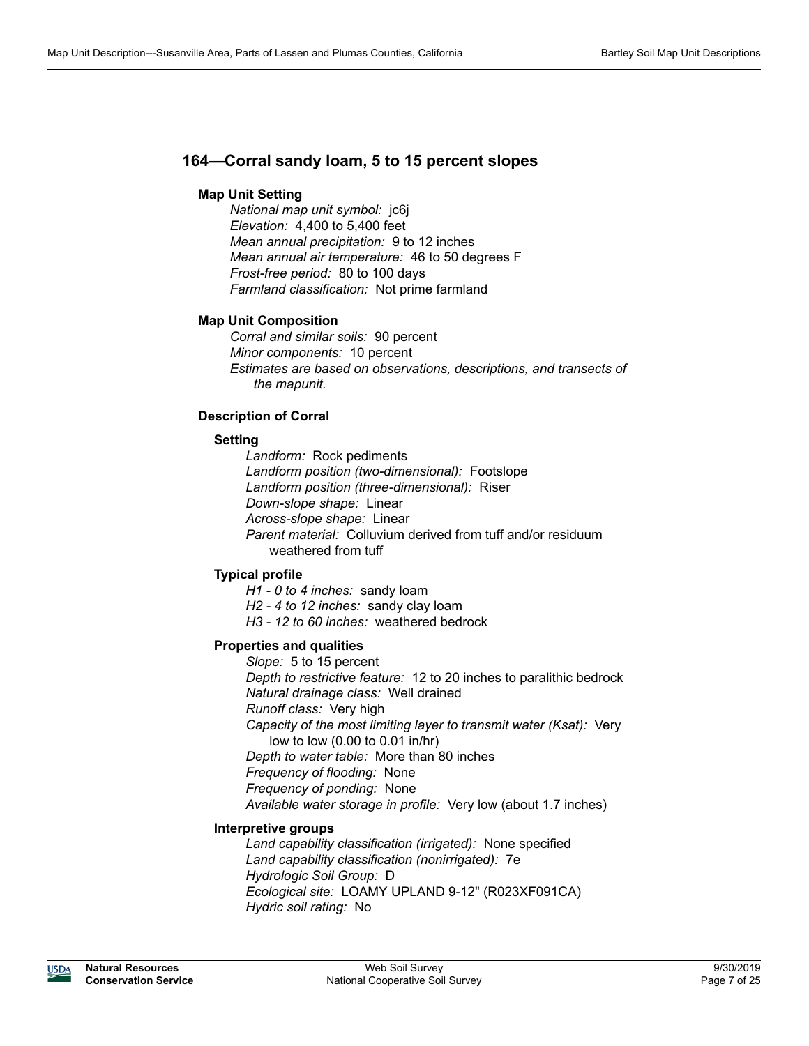## 164—Corral sandy loam, 5 to 15 percent slopes

### Map Unit Setting

*National map unit symbol:* jc6j
*Elevation:* 4,400 to 5,400 feet
*Mean annual precipitation:* 9 to 12 inches
*Mean annual air temperature:* 46 to 50 degrees F
*Frost-free period:* 80 to 100 days
*Farmland classification:* Not prime farmland

### Map Unit Composition

*Corral and similar soils:* 90 percent
*Minor components:* 10 percent
*Estimates are based on observations, descriptions, and transects of the mapunit.*

### Description of Corral

#### Setting

*Landform:* Rock pediments
*Landform position (two-dimensional):* Footslope
*Landform position (three-dimensional):* Riser
*Down-slope shape:* Linear
*Across-slope shape:* Linear
*Parent material:* Colluvium derived from tuff and/or residuum weathered from tuff

#### Typical profile

*H1 - 0 to 4 inches:* sandy loam
*H2 - 4 to 12 inches:* sandy clay loam
*H3 - 12 to 60 inches:* weathered bedrock

#### Properties and qualities

*Slope:* 5 to 15 percent
*Depth to restrictive feature:* 12 to 20 inches to paralithic bedrock
*Natural drainage class:* Well drained
*Runoff class:* Very high
*Capacity of the most limiting layer to transmit water (Ksat):* Very low to low (0.00 to 0.01 in/hr)
*Depth to water table:* More than 80 inches
*Frequency of flooding:* None
*Frequency of ponding:* None
*Available water storage in profile:* Very low (about 1.7 inches)

#### Interpretive groups

*Land capability classification (irrigated):* None specified
*Land capability classification (nonirrigated):* 7e
*Hydrologic Soil Group:* D
*Ecological site:* LOAMY UPLAND 9-12" (R023XF091CA)
*Hydric soil rating:* No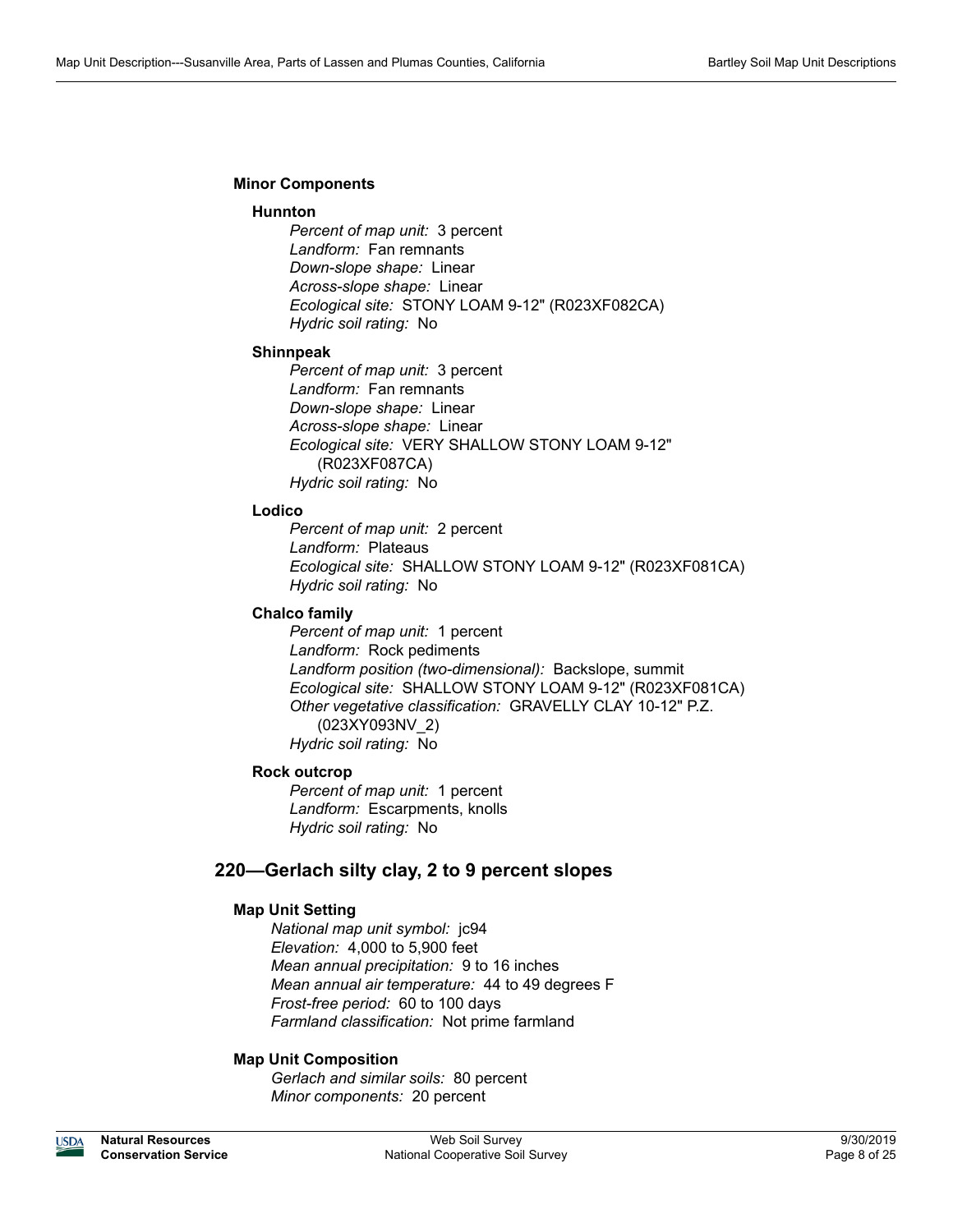#### Minor Components

##### Hunnton

*Percent of map unit:* 3 percent
*Landform:* Fan remnants
*Down-slope shape:* Linear
*Across-slope shape:* Linear
*Ecological site:* STONY LOAM 9-12" (R023XF082CA)
*Hydric soil rating:* No

##### Shinnpeak

*Percent of map unit:* 3 percent
*Landform:* Fan remnants
*Down-slope shape:* Linear
*Across-slope shape:* Linear
*Ecological site:* VERY SHALLOW STONY LOAM 9-12" (R023XF087CA)
*Hydric soil rating:* No

##### Lodico

*Percent of map unit:* 2 percent
*Landform:* Plateaus
*Ecological site:* SHALLOW STONY LOAM 9-12" (R023XF081CA)
*Hydric soil rating:* No

##### Chalco family

*Percent of map unit:* 1 percent
*Landform:* Rock pediments
*Landform position (two-dimensional):* Backslope, summit
*Ecological site:* SHALLOW STONY LOAM 9-12" (R023XF081CA)
*Other vegetative classification:* GRAVELLY CLAY 10-12" P.Z. (023XY093NV_2)
*Hydric soil rating:* No

##### Rock outcrop

*Percent of map unit:* 1 percent
*Landform:* Escarpments, knolls
*Hydric soil rating:* No

### 220—Gerlach silty clay, 2 to 9 percent slopes

#### Map Unit Setting

*National map unit symbol:* jc94
*Elevation:* 4,000 to 5,900 feet
*Mean annual precipitation:* 9 to 16 inches
*Mean annual air temperature:* 44 to 49 degrees F
*Frost-free period:* 60 to 100 days
*Farmland classification:* Not prime farmland

#### Map Unit Composition

*Gerlach and similar soils:* 80 percent
*Minor components:* 20 percent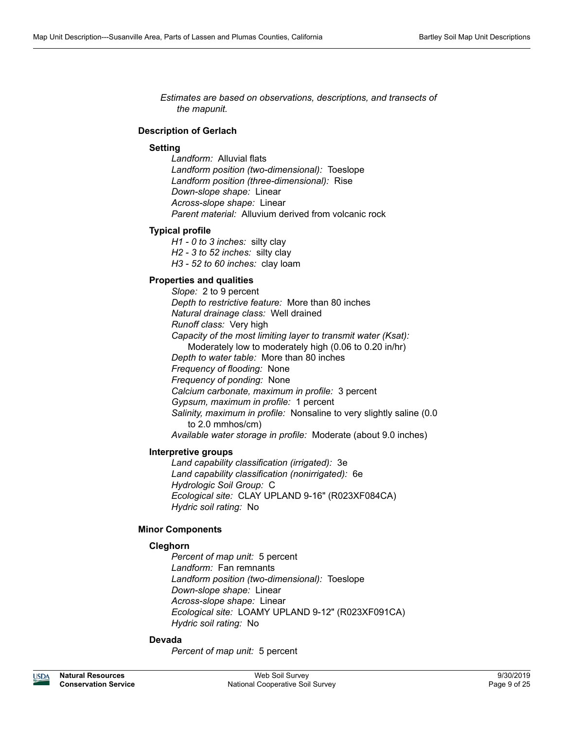*Estimates are based on observations, descriptions, and transects of the mapunit.*

### Description of Gerlach

#### Setting

*Landform:* Alluvial flats
*Landform position (two-dimensional):* Toeslope
*Landform position (three-dimensional):* Rise
*Down-slope shape:* Linear
*Across-slope shape:* Linear
*Parent material:* Alluvium derived from volcanic rock

#### Typical profile

*H1 - 0 to 3 inches:* silty clay
*H2 - 3 to 52 inches:* silty clay
*H3 - 52 to 60 inches:* clay loam

#### Properties and qualities

*Slope:* 2 to 9 percent
*Depth to restrictive feature:* More than 80 inches
*Natural drainage class:* Well drained
*Runoff class:* Very high
*Capacity of the most limiting layer to transmit water (Ksat):* Moderately low to moderately high (0.06 to 0.20 in/hr)
*Depth to water table:* More than 80 inches
*Frequency of flooding:* None
*Frequency of ponding:* None
*Calcium carbonate, maximum in profile:* 3 percent
*Gypsum, maximum in profile:* 1 percent
*Salinity, maximum in profile:* Nonsaline to very slightly saline (0.0 to 2.0 mmhos/cm)
*Available water storage in profile:* Moderate (about 9.0 inches)

#### Interpretive groups

*Land capability classification (irrigated):* 3e
*Land capability classification (nonirrigated):* 6e
*Hydrologic Soil Group:* C
*Ecological site:* CLAY UPLAND 9-16" (R023XF084CA)
*Hydric soil rating:* No

### Minor Components

#### Cleghorn

*Percent of map unit:* 5 percent
*Landform:* Fan remnants
*Landform position (two-dimensional):* Toeslope
*Down-slope shape:* Linear
*Across-slope shape:* Linear
*Ecological site:* LOAMY UPLAND 9-12" (R023XF091CA)
*Hydric soil rating:* No

#### Devada

*Percent of map unit:* 5 percent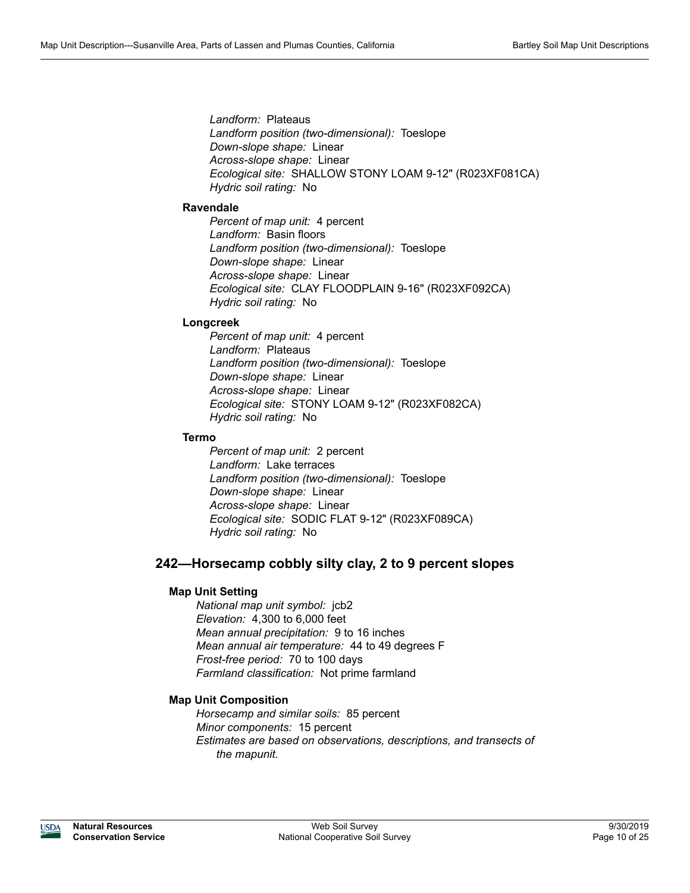*Landform:* Plateaus
*Landform position (two-dimensional):* Toeslope
*Down-slope shape:* Linear
*Across-slope shape:* Linear
*Ecological site:* SHALLOW STONY LOAM 9-12" (R023XF081CA)
*Hydric soil rating:* No

#### Ravendale

*Percent of map unit:* 4 percent
*Landform:* Basin floors
*Landform position (two-dimensional):* Toeslope
*Down-slope shape:* Linear
*Across-slope shape:* Linear
*Ecological site:* CLAY FLOODPLAIN 9-16" (R023XF092CA)
*Hydric soil rating:* No

#### Longcreek

*Percent of map unit:* 4 percent
*Landform:* Plateaus
*Landform position (two-dimensional):* Toeslope
*Down-slope shape:* Linear
*Across-slope shape:* Linear
*Ecological site:* STONY LOAM 9-12" (R023XF082CA)
*Hydric soil rating:* No

#### Termo

*Percent of map unit:* 2 percent
*Landform:* Lake terraces
*Landform position (two-dimensional):* Toeslope
*Down-slope shape:* Linear
*Across-slope shape:* Linear
*Ecological site:* SODIC FLAT 9-12" (R023XF089CA)
*Hydric soil rating:* No

## 242—Horsecamp cobbly silty clay, 2 to 9 percent slopes

### Map Unit Setting

*National map unit symbol:* jcb2
*Elevation:* 4,300 to 6,000 feet
*Mean annual precipitation:* 9 to 16 inches
*Mean annual air temperature:* 44 to 49 degrees F
*Frost-free period:* 70 to 100 days
*Farmland classification:* Not prime farmland

### Map Unit Composition

*Horsecamp and similar soils:* 85 percent
*Minor components:* 15 percent
*Estimates are based on observations, descriptions, and transects of the mapunit.*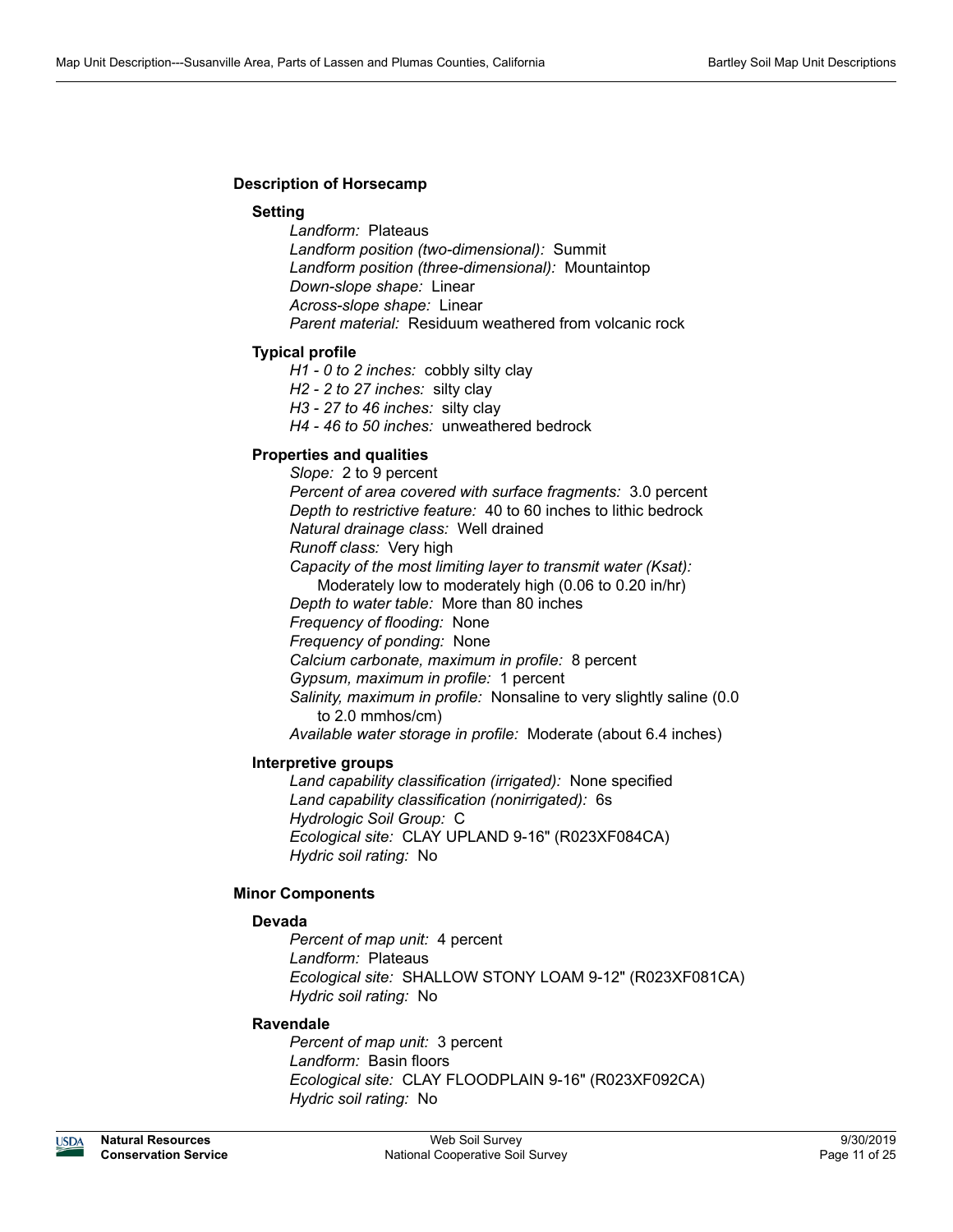### Description of Horsecamp

#### Setting

*Landform:* Plateaus
*Landform position (two-dimensional):* Summit
*Landform position (three-dimensional):* Mountaintop
*Down-slope shape:* Linear
*Across-slope shape:* Linear
*Parent material:* Residuum weathered from volcanic rock

#### Typical profile

*H1 - 0 to 2 inches:* cobbly silty clay
*H2 - 2 to 27 inches:* silty clay
*H3 - 27 to 46 inches:* silty clay
*H4 - 46 to 50 inches:* unweathered bedrock

#### Properties and qualities

*Slope:* 2 to 9 percent
*Percent of area covered with surface fragments:* 3.0 percent
*Depth to restrictive feature:* 40 to 60 inches to lithic bedrock
*Natural drainage class:* Well drained
*Runoff class:* Very high
*Capacity of the most limiting layer to transmit water (Ksat):* Moderately low to moderately high (0.06 to 0.20 in/hr)
*Depth to water table:* More than 80 inches
*Frequency of flooding:* None
*Frequency of ponding:* None
*Calcium carbonate, maximum in profile:* 8 percent
*Gypsum, maximum in profile:* 1 percent
*Salinity, maximum in profile:* Nonsaline to very slightly saline (0.0 to 2.0 mmhos/cm)
*Available water storage in profile:* Moderate (about 6.4 inches)

#### Interpretive groups

*Land capability classification (irrigated):* None specified
*Land capability classification (nonirrigated):* 6s
*Hydrologic Soil Group:* C
*Ecological site:* CLAY UPLAND 9-16" (R023XF084CA)
*Hydric soil rating:* No

### Minor Components

#### Devada

*Percent of map unit:* 4 percent
*Landform:* Plateaus
*Ecological site:* SHALLOW STONY LOAM 9-12" (R023XF081CA)
*Hydric soil rating:* No

#### Ravendale

*Percent of map unit:* 3 percent
*Landform:* Basin floors
*Ecological site:* CLAY FLOODPLAIN 9-16" (R023XF092CA)
*Hydric soil rating:* No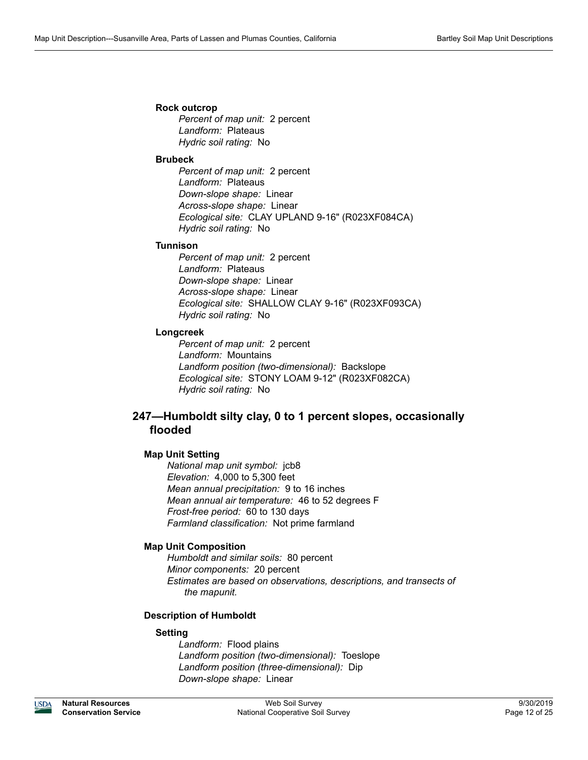**Rock outcrop**

*Percent of map unit:* 2 percent
*Landform:* Plateaus
*Hydric soil rating:* No

**Brubeck**

*Percent of map unit:* 2 percent
*Landform:* Plateaus
*Down-slope shape:* Linear
*Across-slope shape:* Linear
*Ecological site:* CLAY UPLAND 9-16" (R023XF084CA)
*Hydric soil rating:* No

**Tunnison**

*Percent of map unit:* 2 percent
*Landform:* Plateaus
*Down-slope shape:* Linear
*Across-slope shape:* Linear
*Ecological site:* SHALLOW CLAY 9-16" (R023XF093CA)
*Hydric soil rating:* No

**Longcreek**

*Percent of map unit:* 2 percent
*Landform:* Mountains
*Landform position (two-dimensional):* Backslope
*Ecological site:* STONY LOAM 9-12" (R023XF082CA)
*Hydric soil rating:* No

## 247—Humboldt silty clay, 0 to 1 percent slopes, occasionally flooded

### Map Unit Setting

*National map unit symbol:* jcb8
*Elevation:* 4,000 to 5,300 feet
*Mean annual precipitation:* 9 to 16 inches
*Mean annual air temperature:* 46 to 52 degrees F
*Frost-free period:* 60 to 130 days
*Farmland classification:* Not prime farmland

### Map Unit Composition

*Humboldt and similar soils:* 80 percent
*Minor components:* 20 percent
*Estimates are based on observations, descriptions, and transects of the mapunit.*

### Description of Humboldt

**Setting**

*Landform:* Flood plains
*Landform position (two-dimensional):* Toeslope
*Landform position (three-dimensional):* Dip
*Down-slope shape:* Linear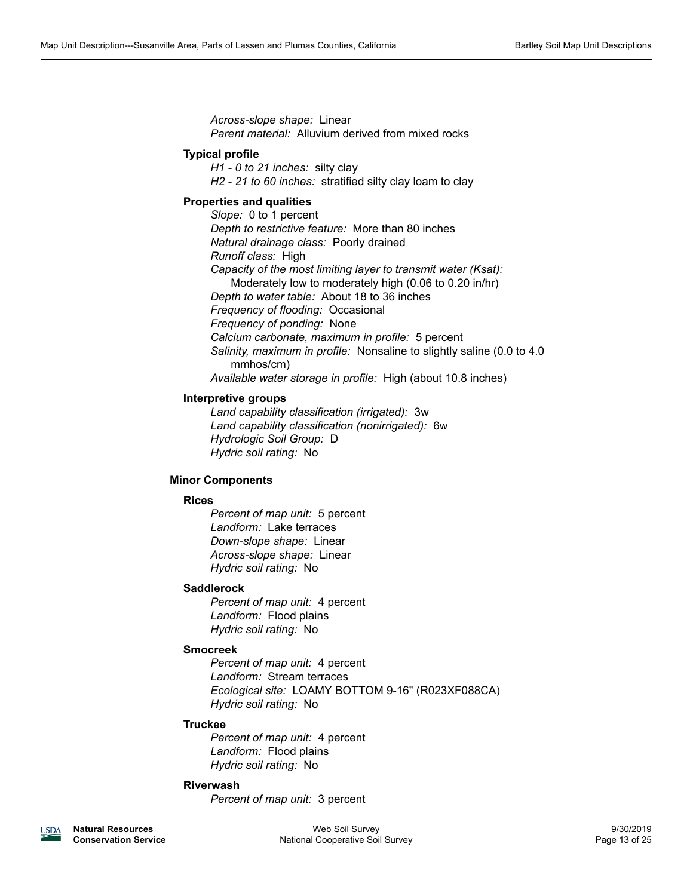*Across-slope shape:* Linear
*Parent material:* Alluvium derived from mixed rocks

#### Typical profile

*H1 - 0 to 21 inches:* silty clay
*H2 - 21 to 60 inches:* stratified silty clay loam to clay

#### Properties and qualities

*Slope:* 0 to 1 percent
*Depth to restrictive feature:* More than 80 inches
*Natural drainage class:* Poorly drained
*Runoff class:* High
*Capacity of the most limiting layer to transmit water (Ksat):* Moderately low to moderately high (0.06 to 0.20 in/hr)
*Depth to water table:* About 18 to 36 inches
*Frequency of flooding:* Occasional
*Frequency of ponding:* None
*Calcium carbonate, maximum in profile:* 5 percent
*Salinity, maximum in profile:* Nonsaline to slightly saline (0.0 to 4.0 mmhos/cm)
*Available water storage in profile:* High (about 10.8 inches)

#### Interpretive groups

*Land capability classification (irrigated):* 3w
*Land capability classification (nonirrigated):* 6w
*Hydrologic Soil Group:* D
*Hydric soil rating:* No

### Minor Components

#### Rices

*Percent of map unit:* 5 percent
*Landform:* Lake terraces
*Down-slope shape:* Linear
*Across-slope shape:* Linear
*Hydric soil rating:* No

#### Saddlerock

*Percent of map unit:* 4 percent
*Landform:* Flood plains
*Hydric soil rating:* No

#### Smocreek

*Percent of map unit:* 4 percent
*Landform:* Stream terraces
*Ecological site:* LOAMY BOTTOM 9-16" (R023XF088CA)
*Hydric soil rating:* No

#### Truckee

*Percent of map unit:* 4 percent
*Landform:* Flood plains
*Hydric soil rating:* No

#### Riverwash

*Percent of map unit:* 3 percent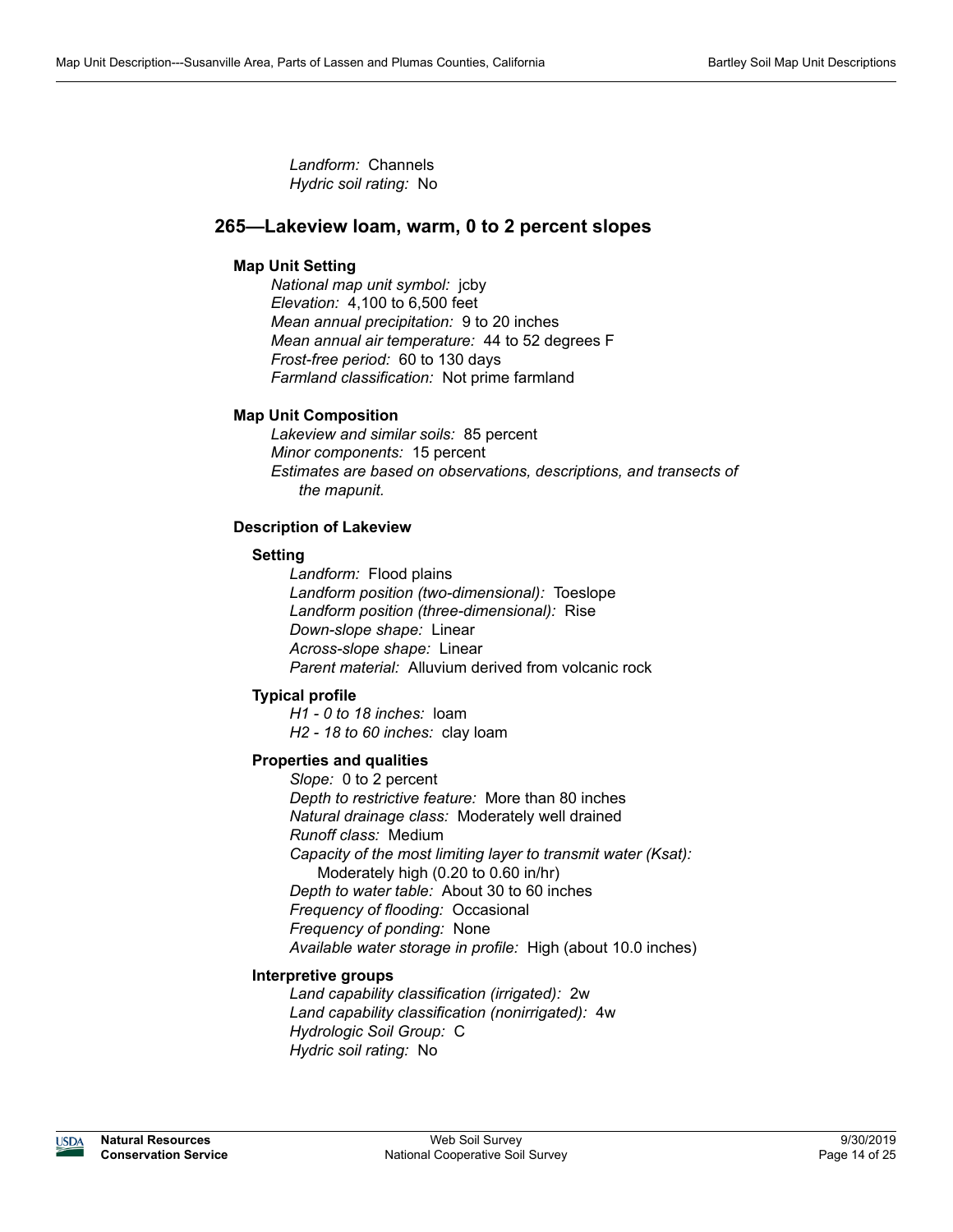*Landform:* Channels
*Hydric soil rating:* No

## 265—Lakeview loam, warm, 0 to 2 percent slopes

### Map Unit Setting

*National map unit symbol:* jcby
*Elevation:* 4,100 to 6,500 feet
*Mean annual precipitation:* 9 to 20 inches
*Mean annual air temperature:* 44 to 52 degrees F
*Frost-free period:* 60 to 130 days
*Farmland classification:* Not prime farmland

### Map Unit Composition

*Lakeview and similar soils:* 85 percent
*Minor components:* 15 percent
*Estimates are based on observations, descriptions, and transects of the mapunit.*

### Description of Lakeview

#### Setting

*Landform:* Flood plains
*Landform position (two-dimensional):* Toeslope
*Landform position (three-dimensional):* Rise
*Down-slope shape:* Linear
*Across-slope shape:* Linear
*Parent material:* Alluvium derived from volcanic rock

#### Typical profile

*H1 - 0 to 18 inches:* loam
*H2 - 18 to 60 inches:* clay loam

#### Properties and qualities

*Slope:* 0 to 2 percent
*Depth to restrictive feature:* More than 80 inches
*Natural drainage class:* Moderately well drained
*Runoff class:* Medium
*Capacity of the most limiting layer to transmit water (Ksat):* Moderately high (0.20 to 0.60 in/hr)
*Depth to water table:* About 30 to 60 inches
*Frequency of flooding:* Occasional
*Frequency of ponding:* None
*Available water storage in profile:* High (about 10.0 inches)

#### Interpretive groups

*Land capability classification (irrigated):* 2w
*Land capability classification (nonirrigated):* 4w
*Hydrologic Soil Group:* C
*Hydric soil rating:* No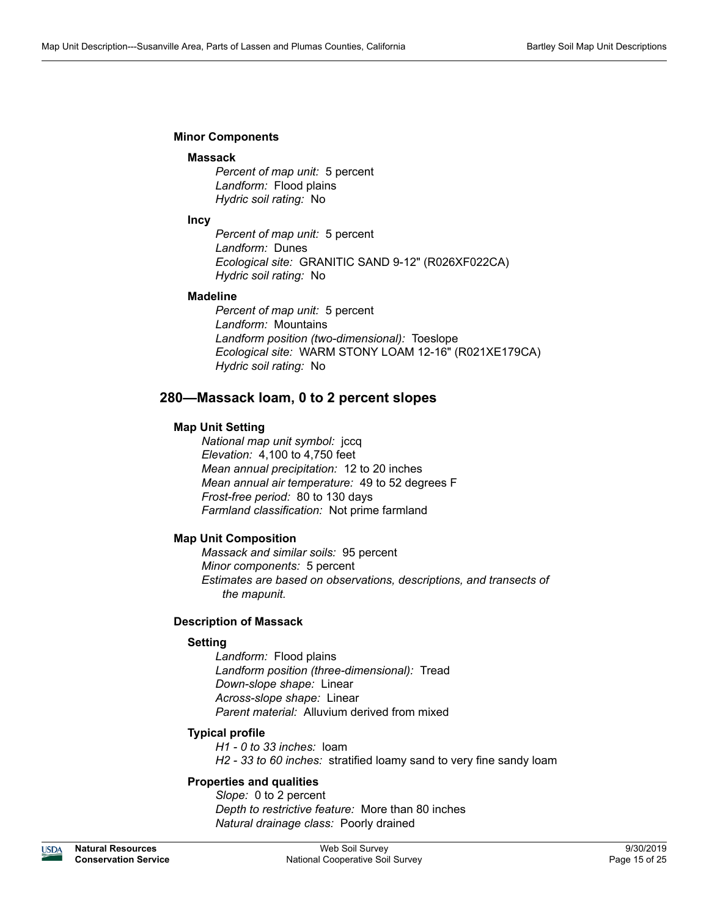#### Minor Components

##### Massack

*Percent of map unit:* 5 percent
*Landform:* Flood plains
*Hydric soil rating:* No

##### Incy

*Percent of map unit:* 5 percent
*Landform:* Dunes
*Ecological site:* GRANITIC SAND 9-12" (R026XF022CA)
*Hydric soil rating:* No

##### Madeline

*Percent of map unit:* 5 percent
*Landform:* Mountains
*Landform position (two-dimensional):* Toeslope
*Ecological site:* WARM STONY LOAM 12-16" (R021XE179CA)
*Hydric soil rating:* No

## 280—Massack loam, 0 to 2 percent slopes

#### Map Unit Setting

*National map unit symbol:* jccq
*Elevation:* 4,100 to 4,750 feet
*Mean annual precipitation:* 12 to 20 inches
*Mean annual air temperature:* 49 to 52 degrees F
*Frost-free period:* 80 to 130 days
*Farmland classification:* Not prime farmland

#### Map Unit Composition

*Massack and similar soils:* 95 percent
*Minor components:* 5 percent
*Estimates are based on observations, descriptions, and transects of the mapunit.*

#### Description of Massack

##### Setting

*Landform:* Flood plains
*Landform position (three-dimensional):* Tread
*Down-slope shape:* Linear
*Across-slope shape:* Linear
*Parent material:* Alluvium derived from mixed

##### Typical profile

*H1 - 0 to 33 inches:* loam
*H2 - 33 to 60 inches:* stratified loamy sand to very fine sandy loam

##### Properties and qualities

*Slope:* 0 to 2 percent
*Depth to restrictive feature:* More than 80 inches
*Natural drainage class:* Poorly drained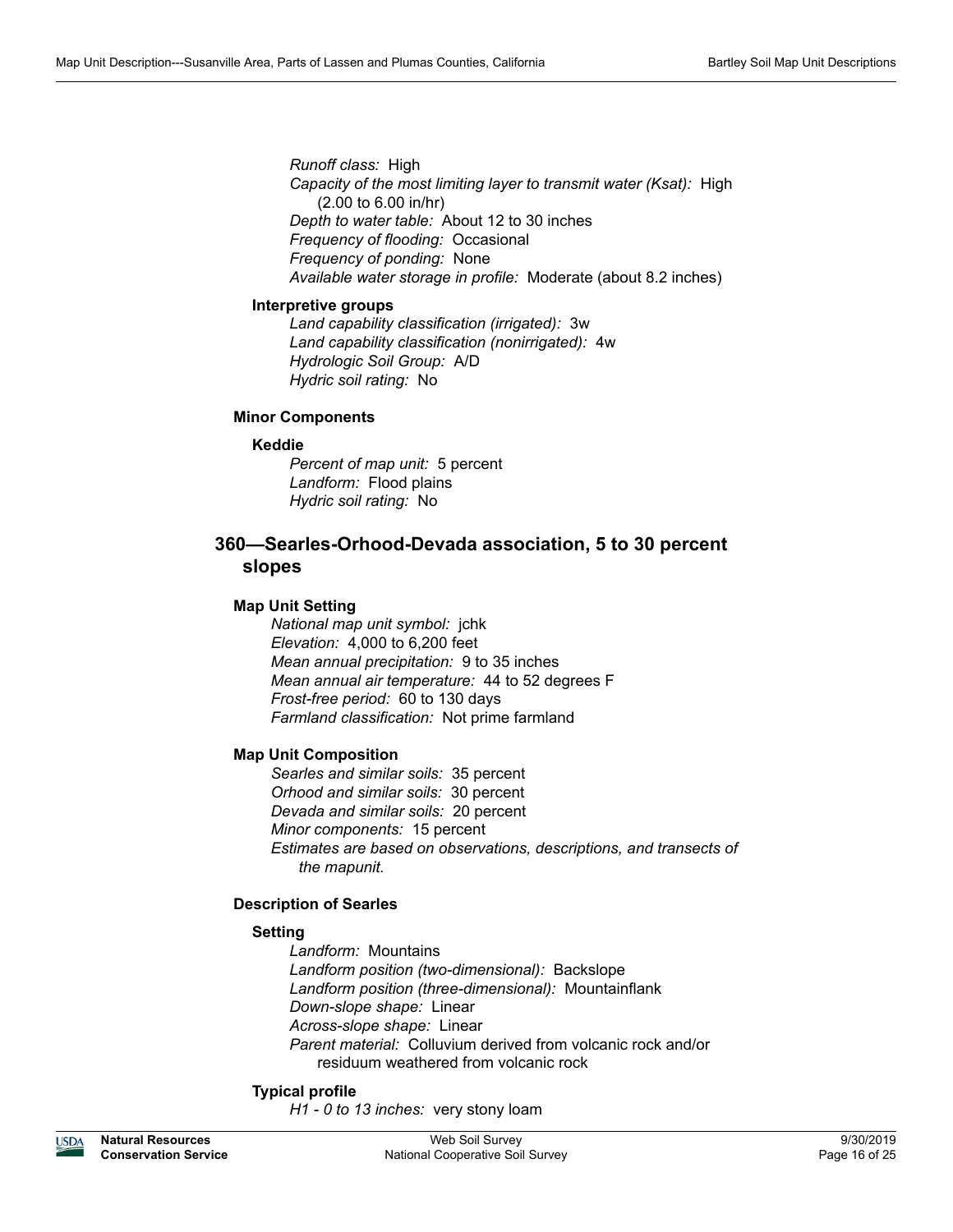*Runoff class:* High
*Capacity of the most limiting layer to transmit water (Ksat):* High (2.00 to 6.00 in/hr)
*Depth to water table:* About 12 to 30 inches
*Frequency of flooding:* Occasional
*Frequency of ponding:* None
*Available water storage in profile:* Moderate (about 8.2 inches)

#### Interpretive groups

*Land capability classification (irrigated):* 3w
*Land capability classification (nonirrigated):* 4w
*Hydrologic Soil Group:* A/D
*Hydric soil rating:* No

### Minor Components

#### Keddie

*Percent of map unit:* 5 percent
*Landform:* Flood plains
*Hydric soil rating:* No

## 360—Searles-Orhood-Devada association, 5 to 30 percent slopes

### Map Unit Setting

*National map unit symbol:* jchk
*Elevation:* 4,000 to 6,200 feet
*Mean annual precipitation:* 9 to 35 inches
*Mean annual air temperature:* 44 to 52 degrees F
*Frost-free period:* 60 to 130 days
*Farmland classification:* Not prime farmland

### Map Unit Composition

*Searles and similar soils:* 35 percent
*Orhood and similar soils:* 30 percent
*Devada and similar soils:* 20 percent
*Minor components:* 15 percent
*Estimates are based on observations, descriptions, and transects of the mapunit.*

### Description of Searles

#### Setting

*Landform:* Mountains
*Landform position (two-dimensional):* Backslope
*Landform position (three-dimensional):* Mountainflank
*Down-slope shape:* Linear
*Across-slope shape:* Linear
*Parent material:* Colluvium derived from volcanic rock and/or residuum weathered from volcanic rock

#### Typical profile

*H1 - 0 to 13 inches:* very stony loam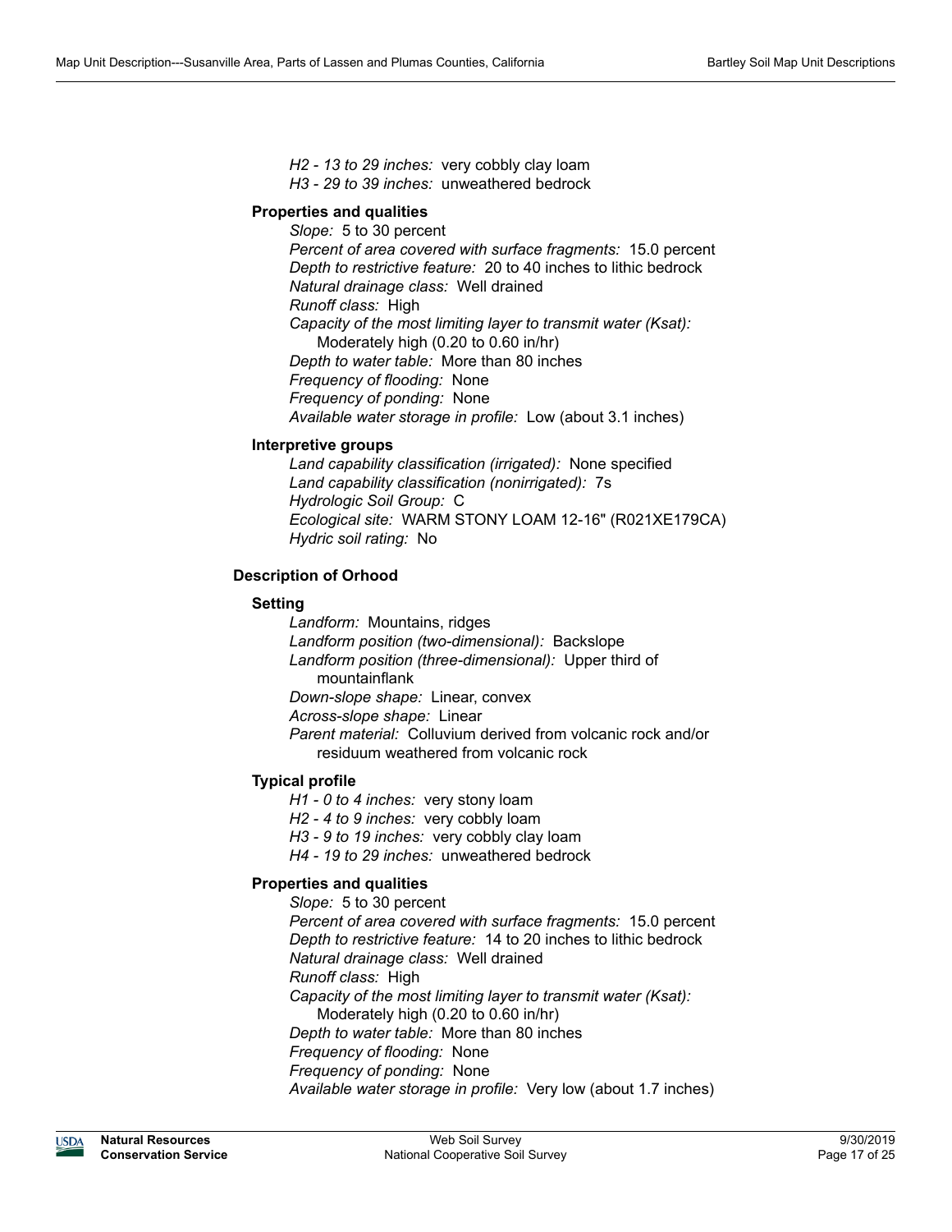*H2 - 13 to 29 inches:* very cobbly clay loam
*H3 - 29 to 39 inches:* unweathered bedrock

#### Properties and qualities

*Slope:* 5 to 30 percent
*Percent of area covered with surface fragments:* 15.0 percent
*Depth to restrictive feature:* 20 to 40 inches to lithic bedrock
*Natural drainage class:* Well drained
*Runoff class:* High
*Capacity of the most limiting layer to transmit water (Ksat):* Moderately high (0.20 to 0.60 in/hr)
*Depth to water table:* More than 80 inches
*Frequency of flooding:* None
*Frequency of ponding:* None
*Available water storage in profile:* Low (about 3.1 inches)

#### Interpretive groups

*Land capability classification (irrigated):* None specified
*Land capability classification (nonirrigated):* 7s
*Hydrologic Soil Group:* C
*Ecological site:* WARM STONY LOAM 12-16" (R021XE179CA)
*Hydric soil rating:* No

### Description of Orhood

#### Setting

*Landform:* Mountains, ridges
*Landform position (two-dimensional):* Backslope
*Landform position (three-dimensional):* Upper third of mountainflank
*Down-slope shape:* Linear, convex
*Across-slope shape:* Linear
*Parent material:* Colluvium derived from volcanic rock and/or residuum weathered from volcanic rock

#### Typical profile

*H1 - 0 to 4 inches:* very stony loam
*H2 - 4 to 9 inches:* very cobbly loam
*H3 - 9 to 19 inches:* very cobbly clay loam
*H4 - 19 to 29 inches:* unweathered bedrock

#### Properties and qualities

*Slope:* 5 to 30 percent
*Percent of area covered with surface fragments:* 15.0 percent
*Depth to restrictive feature:* 14 to 20 inches to lithic bedrock
*Natural drainage class:* Well drained
*Runoff class:* High
*Capacity of the most limiting layer to transmit water (Ksat):* Moderately high (0.20 to 0.60 in/hr)
*Depth to water table:* More than 80 inches
*Frequency of flooding:* None
*Frequency of ponding:* None
*Available water storage in profile:* Very low (about 1.7 inches)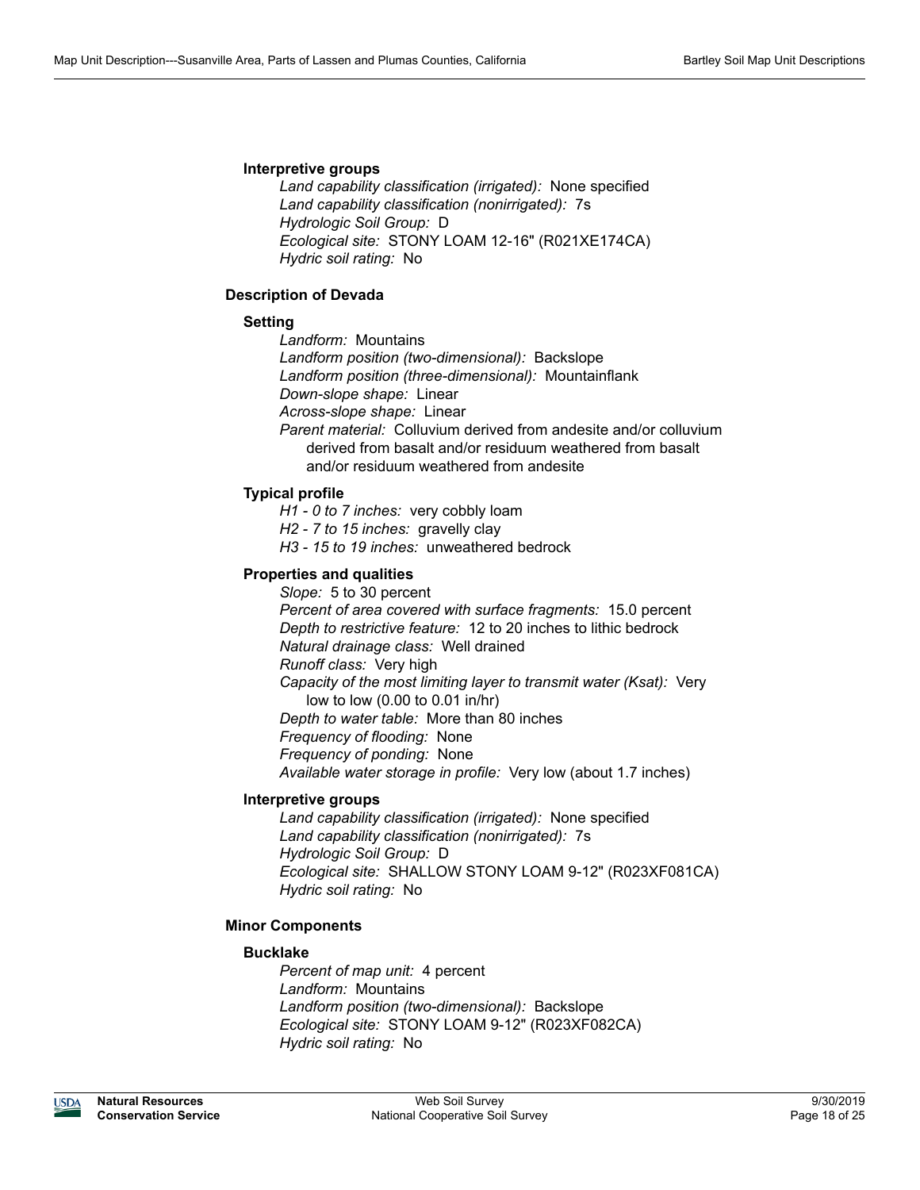#### Interpretive groups

*Land capability classification (irrigated):* None specified
*Land capability classification (nonirrigated):* 7s
*Hydrologic Soil Group:* D
*Ecological site:* STONY LOAM 12-16" (R021XE174CA)
*Hydric soil rating:* No

### Description of Devada

#### Setting

*Landform:* Mountains
*Landform position (two-dimensional):* Backslope
*Landform position (three-dimensional):* Mountainflank
*Down-slope shape:* Linear
*Across-slope shape:* Linear
*Parent material:* Colluvium derived from andesite and/or colluvium derived from basalt and/or residuum weathered from basalt and/or residuum weathered from andesite

#### Typical profile

*H1 - 0 to 7 inches:* very cobbly loam
*H2 - 7 to 15 inches:* gravelly clay
*H3 - 15 to 19 inches:* unweathered bedrock

#### Properties and qualities

*Slope:* 5 to 30 percent
*Percent of area covered with surface fragments:* 15.0 percent
*Depth to restrictive feature:* 12 to 20 inches to lithic bedrock
*Natural drainage class:* Well drained
*Runoff class:* Very high
*Capacity of the most limiting layer to transmit water (Ksat):* Very low to low (0.00 to 0.01 in/hr)
*Depth to water table:* More than 80 inches
*Frequency of flooding:* None
*Frequency of ponding:* None
*Available water storage in profile:* Very low (about 1.7 inches)

#### Interpretive groups

*Land capability classification (irrigated):* None specified
*Land capability classification (nonirrigated):* 7s
*Hydrologic Soil Group:* D
*Ecological site:* SHALLOW STONY LOAM 9-12" (R023XF081CA)
*Hydric soil rating:* No

### Minor Components

#### Bucklake

*Percent of map unit:* 4 percent
*Landform:* Mountains
*Landform position (two-dimensional):* Backslope
*Ecological site:* STONY LOAM 9-12" (R023XF082CA)
*Hydric soil rating:* No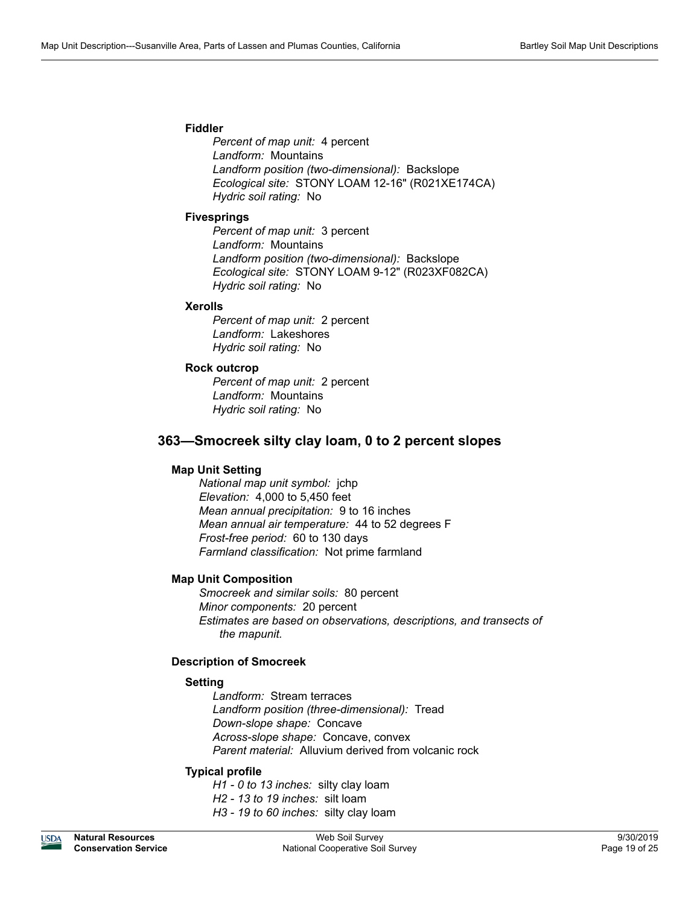#### Fiddler

*Percent of map unit:* 4 percent
*Landform:* Mountains
*Landform position (two-dimensional):* Backslope
*Ecological site:* STONY LOAM 12-16" (R021XE174CA)
*Hydric soil rating:* No

#### Fivesprings

*Percent of map unit:* 3 percent
*Landform:* Mountains
*Landform position (two-dimensional):* Backslope
*Ecological site:* STONY LOAM 9-12" (R023XF082CA)
*Hydric soil rating:* No

#### Xerolls

*Percent of map unit:* 2 percent
*Landform:* Lakeshores
*Hydric soil rating:* No

#### Rock outcrop

*Percent of map unit:* 2 percent
*Landform:* Mountains
*Hydric soil rating:* No

## 363—Smocreek silty clay loam, 0 to 2 percent slopes

### Map Unit Setting

*National map unit symbol:* jchp
*Elevation:* 4,000 to 5,450 feet
*Mean annual precipitation:* 9 to 16 inches
*Mean annual air temperature:* 44 to 52 degrees F
*Frost-free period:* 60 to 130 days
*Farmland classification:* Not prime farmland

### Map Unit Composition

*Smocreek and similar soils:* 80 percent
*Minor components:* 20 percent
*Estimates are based on observations, descriptions, and transects of the mapunit.*

### Description of Smocreek

#### Setting

*Landform:* Stream terraces
*Landform position (three-dimensional):* Tread
*Down-slope shape:* Concave
*Across-slope shape:* Concave, convex
*Parent material:* Alluvium derived from volcanic rock

#### Typical profile

*H1 - 0 to 13 inches:* silty clay loam
*H2 - 13 to 19 inches:* silt loam
*H3 - 19 to 60 inches:* silty clay loam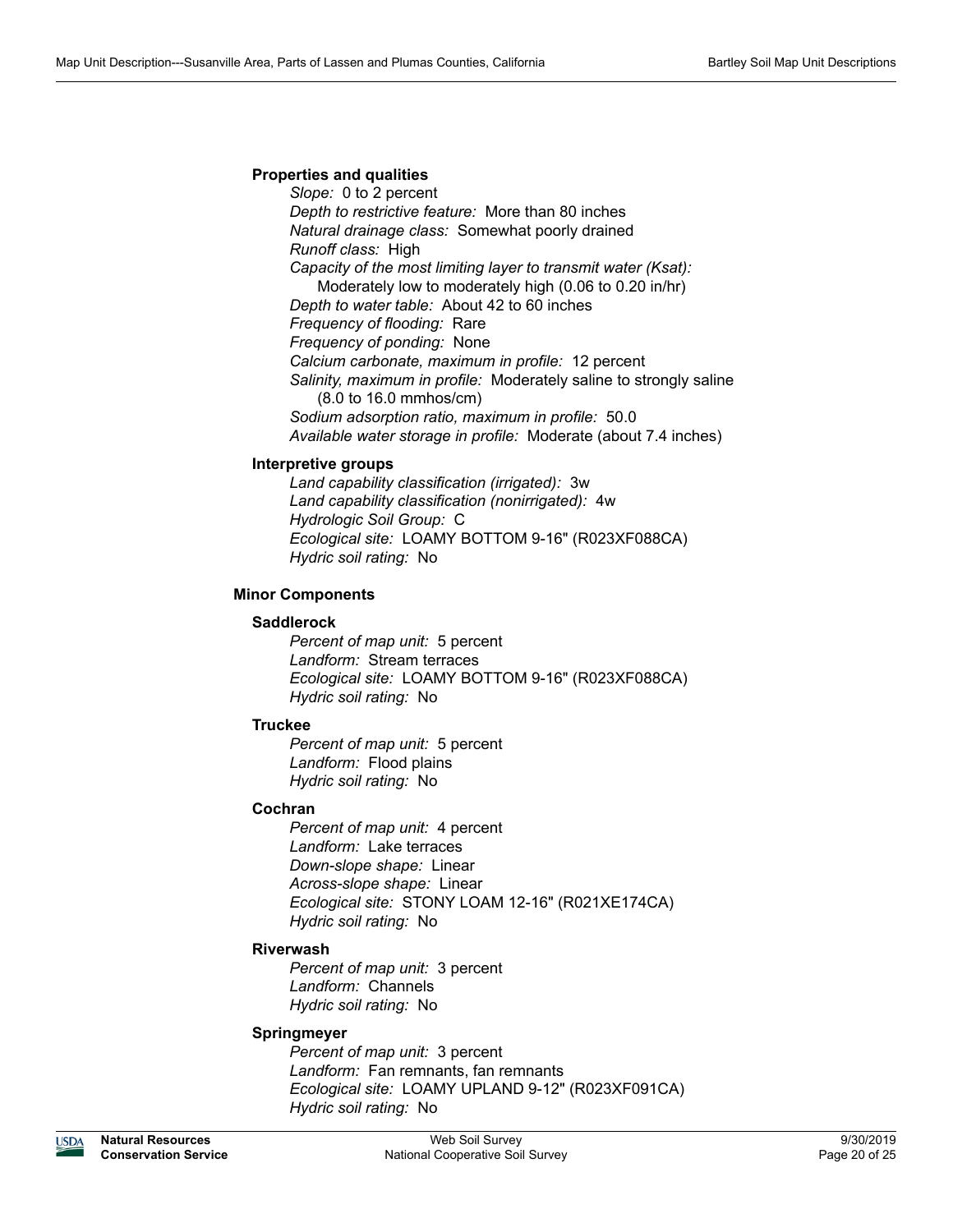#### Properties and qualities

*Slope:* 0 to 2 percent
*Depth to restrictive feature:* More than 80 inches
*Natural drainage class:* Somewhat poorly drained
*Runoff class:* High
*Capacity of the most limiting layer to transmit water (Ksat):* Moderately low to moderately high (0.06 to 0.20 in/hr)
*Depth to water table:* About 42 to 60 inches
*Frequency of flooding:* Rare
*Frequency of ponding:* None
*Calcium carbonate, maximum in profile:* 12 percent
*Salinity, maximum in profile:* Moderately saline to strongly saline (8.0 to 16.0 mmhos/cm)
*Sodium adsorption ratio, maximum in profile:* 50.0
*Available water storage in profile:* Moderate (about 7.4 inches)

#### Interpretive groups

*Land capability classification (irrigated):* 3w
*Land capability classification (nonirrigated):* 4w
*Hydrologic Soil Group:* C
*Ecological site:* LOAMY BOTTOM 9-16" (R023XF088CA)
*Hydric soil rating:* No

### Minor Components

#### Saddlerock

*Percent of map unit:* 5 percent
*Landform:* Stream terraces
*Ecological site:* LOAMY BOTTOM 9-16" (R023XF088CA)
*Hydric soil rating:* No

#### Truckee

*Percent of map unit:* 5 percent
*Landform:* Flood plains
*Hydric soil rating:* No

#### Cochran

*Percent of map unit:* 4 percent
*Landform:* Lake terraces
*Down-slope shape:* Linear
*Across-slope shape:* Linear
*Ecological site:* STONY LOAM 12-16" (R021XE174CA)
*Hydric soil rating:* No

#### Riverwash

*Percent of map unit:* 3 percent
*Landform:* Channels
*Hydric soil rating:* No

#### Springmeyer

*Percent of map unit:* 3 percent
*Landform:* Fan remnants, fan remnants
*Ecological site:* LOAMY UPLAND 9-12" (R023XF091CA)
*Hydric soil rating:* No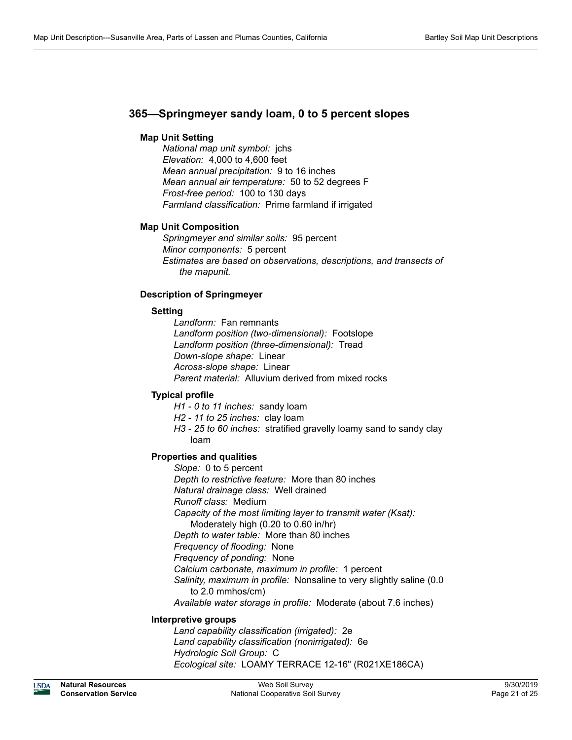## 365—Springmeyer sandy loam, 0 to 5 percent slopes

### Map Unit Setting

*National map unit symbol:* jchs
*Elevation:* 4,000 to 4,600 feet
*Mean annual precipitation:* 9 to 16 inches
*Mean annual air temperature:* 50 to 52 degrees F
*Frost-free period:* 100 to 130 days
*Farmland classification:* Prime farmland if irrigated

### Map Unit Composition

*Springmeyer and similar soils:* 95 percent
*Minor components:* 5 percent
*Estimates are based on observations, descriptions, and transects of the mapunit.*

### Description of Springmeyer

#### Setting

*Landform:* Fan remnants
*Landform position (two-dimensional):* Footslope
*Landform position (three-dimensional):* Tread
*Down-slope shape:* Linear
*Across-slope shape:* Linear
*Parent material:* Alluvium derived from mixed rocks

#### Typical profile

*H1 - 0 to 11 inches:* sandy loam
*H2 - 11 to 25 inches:* clay loam
*H3 - 25 to 60 inches:* stratified gravelly loamy sand to sandy clay loam

#### Properties and qualities

*Slope:* 0 to 5 percent
*Depth to restrictive feature:* More than 80 inches
*Natural drainage class:* Well drained
*Runoff class:* Medium
*Capacity of the most limiting layer to transmit water (Ksat):* Moderately high (0.20 to 0.60 in/hr)
*Depth to water table:* More than 80 inches
*Frequency of flooding:* None
*Frequency of ponding:* None
*Calcium carbonate, maximum in profile:* 1 percent
*Salinity, maximum in profile:* Nonsaline to very slightly saline (0.0 to 2.0 mmhos/cm)
*Available water storage in profile:* Moderate (about 7.6 inches)

#### Interpretive groups

*Land capability classification (irrigated):* 2e
*Land capability classification (nonirrigated):* 6e
*Hydrologic Soil Group:* C
*Ecological site:* LOAMY TERRACE 12-16" (R021XE186CA)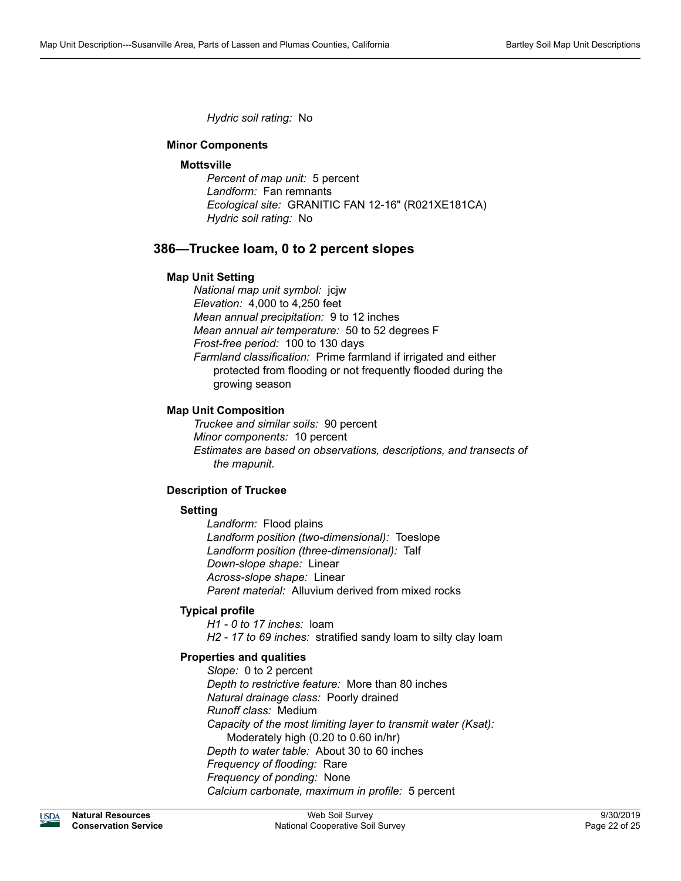*Hydric soil rating:* No

#### Minor Components

##### Mottsville

*Percent of map unit:* 5 percent
*Landform:* Fan remnants
*Ecological site:* GRANITIC FAN 12-16" (R021XE181CA)
*Hydric soil rating:* No

## 386—Truckee loam, 0 to 2 percent slopes

#### Map Unit Setting

*National map unit symbol:* jcjw
*Elevation:* 4,000 to 4,250 feet
*Mean annual precipitation:* 9 to 12 inches
*Mean annual air temperature:* 50 to 52 degrees F
*Frost-free period:* 100 to 130 days
*Farmland classification:* Prime farmland if irrigated and either protected from flooding or not frequently flooded during the growing season

#### Map Unit Composition

*Truckee and similar soils:* 90 percent
*Minor components:* 10 percent
*Estimates are based on observations, descriptions, and transects of the mapunit.*

#### Description of Truckee

##### Setting

*Landform:* Flood plains
*Landform position (two-dimensional):* Toeslope
*Landform position (three-dimensional):* Talf
*Down-slope shape:* Linear
*Across-slope shape:* Linear
*Parent material:* Alluvium derived from mixed rocks

##### Typical profile

*H1 - 0 to 17 inches:* loam
*H2 - 17 to 69 inches:* stratified sandy loam to silty clay loam

##### Properties and qualities

*Slope:* 0 to 2 percent
*Depth to restrictive feature:* More than 80 inches
*Natural drainage class:* Poorly drained
*Runoff class:* Medium
*Capacity of the most limiting layer to transmit water (Ksat):* Moderately high (0.20 to 0.60 in/hr)
*Depth to water table:* About 30 to 60 inches
*Frequency of flooding:* Rare
*Frequency of ponding:* None
*Calcium carbonate, maximum in profile:* 5 percent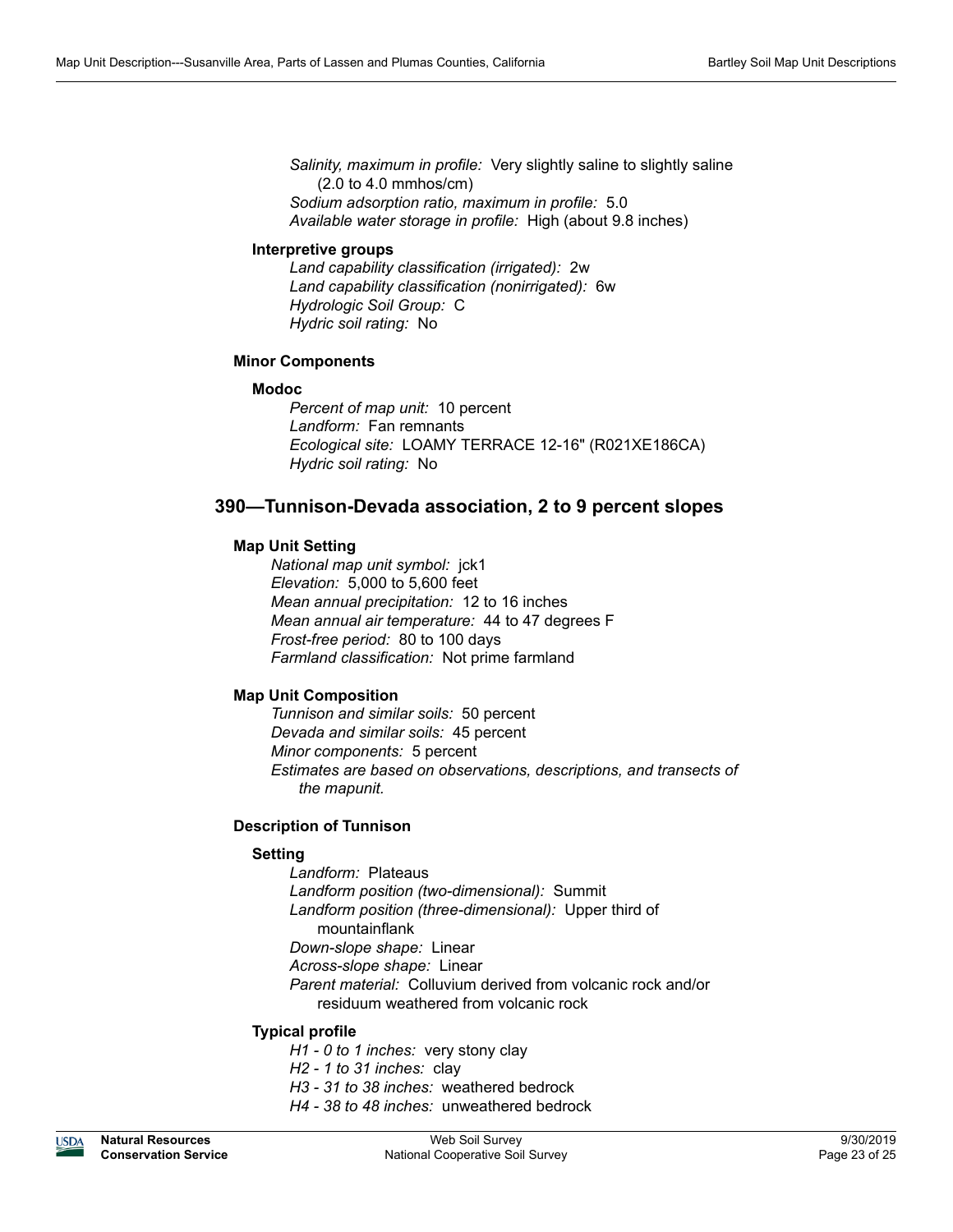*Salinity, maximum in profile:* Very slightly saline to slightly saline (2.0 to 4.0 mmhos/cm)
*Sodium adsorption ratio, maximum in profile:* 5.0
*Available water storage in profile:* High (about 9.8 inches)

**Interpretive groups**

*Land capability classification (irrigated):* 2w
*Land capability classification (nonirrigated):* 6w
*Hydrologic Soil Group:* C
*Hydric soil rating:* No

### Minor Components

**Modoc**

*Percent of map unit:* 10 percent
*Landform:* Fan remnants
*Ecological site:* LOAMY TERRACE 12-16" (R021XE186CA)
*Hydric soil rating:* No

## 390—Tunnison-Devada association, 2 to 9 percent slopes

### Map Unit Setting

*National map unit symbol:* jck1
*Elevation:* 5,000 to 5,600 feet
*Mean annual precipitation:* 12 to 16 inches
*Mean annual air temperature:* 44 to 47 degrees F
*Frost-free period:* 80 to 100 days
*Farmland classification:* Not prime farmland

### Map Unit Composition

*Tunnison and similar soils:* 50 percent
*Devada and similar soils:* 45 percent
*Minor components:* 5 percent
*Estimates are based on observations, descriptions, and transects of the mapunit.*

### Description of Tunnison

**Setting**

*Landform:* Plateaus
*Landform position (two-dimensional):* Summit
*Landform position (three-dimensional):* Upper third of mountainflank
*Down-slope shape:* Linear
*Across-slope shape:* Linear
*Parent material:* Colluvium derived from volcanic rock and/or residuum weathered from volcanic rock

**Typical profile**

*H1 - 0 to 1 inches:* very stony clay
*H2 - 1 to 31 inches:* clay
*H3 - 31 to 38 inches:* weathered bedrock
*H4 - 38 to 48 inches:* unweathered bedrock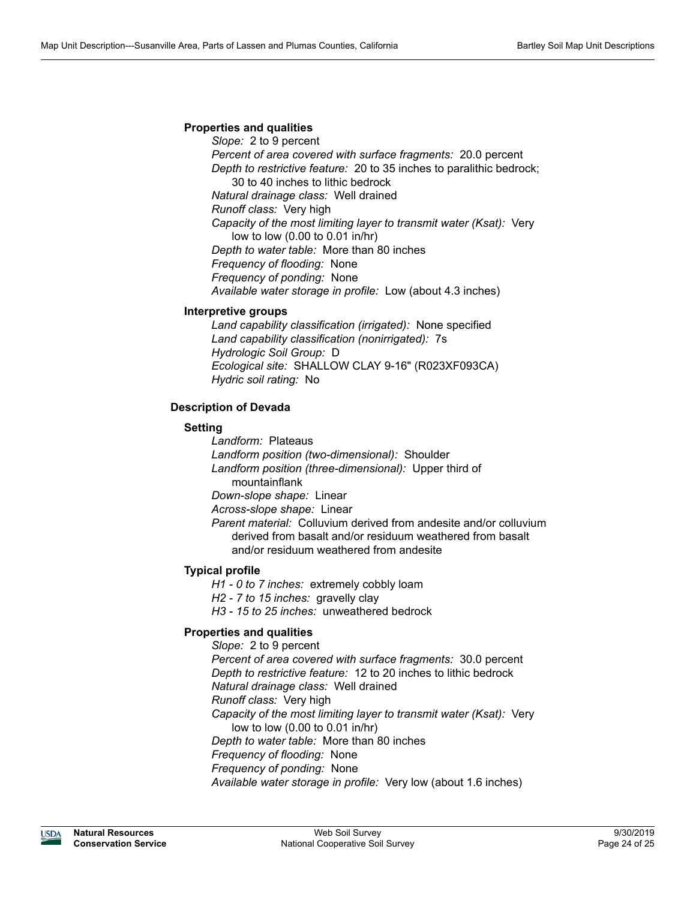#### Properties and qualities

*Slope:* 2 to 9 percent
*Percent of area covered with surface fragments:* 20.0 percent
*Depth to restrictive feature:* 20 to 35 inches to paralithic bedrock; 30 to 40 inches to lithic bedrock
*Natural drainage class:* Well drained
*Runoff class:* Very high
*Capacity of the most limiting layer to transmit water (Ksat):* Very low to low (0.00 to 0.01 in/hr)
*Depth to water table:* More than 80 inches
*Frequency of flooding:* None
*Frequency of ponding:* None
*Available water storage in profile:* Low (about 4.3 inches)

#### Interpretive groups

*Land capability classification (irrigated):* None specified
*Land capability classification (nonirrigated):* 7s
*Hydrologic Soil Group:* D
*Ecological site:* SHALLOW CLAY 9-16" (R023XF093CA)
*Hydric soil rating:* No

### Description of Devada

#### Setting

*Landform:* Plateaus
*Landform position (two-dimensional):* Shoulder
*Landform position (three-dimensional):* Upper third of mountainflank
*Down-slope shape:* Linear
*Across-slope shape:* Linear
*Parent material:* Colluvium derived from andesite and/or colluvium derived from basalt and/or residuum weathered from basalt and/or residuum weathered from andesite

#### Typical profile

*H1 - 0 to 7 inches:* extremely cobbly loam
*H2 - 7 to 15 inches:* gravelly clay
*H3 - 15 to 25 inches:* unweathered bedrock

#### Properties and qualities

*Slope:* 2 to 9 percent
*Percent of area covered with surface fragments:* 30.0 percent
*Depth to restrictive feature:* 12 to 20 inches to lithic bedrock
*Natural drainage class:* Well drained
*Runoff class:* Very high
*Capacity of the most limiting layer to transmit water (Ksat):* Very low to low (0.00 to 0.01 in/hr)
*Depth to water table:* More than 80 inches
*Frequency of flooding:* None
*Frequency of ponding:* None
*Available water storage in profile:* Very low (about 1.6 inches)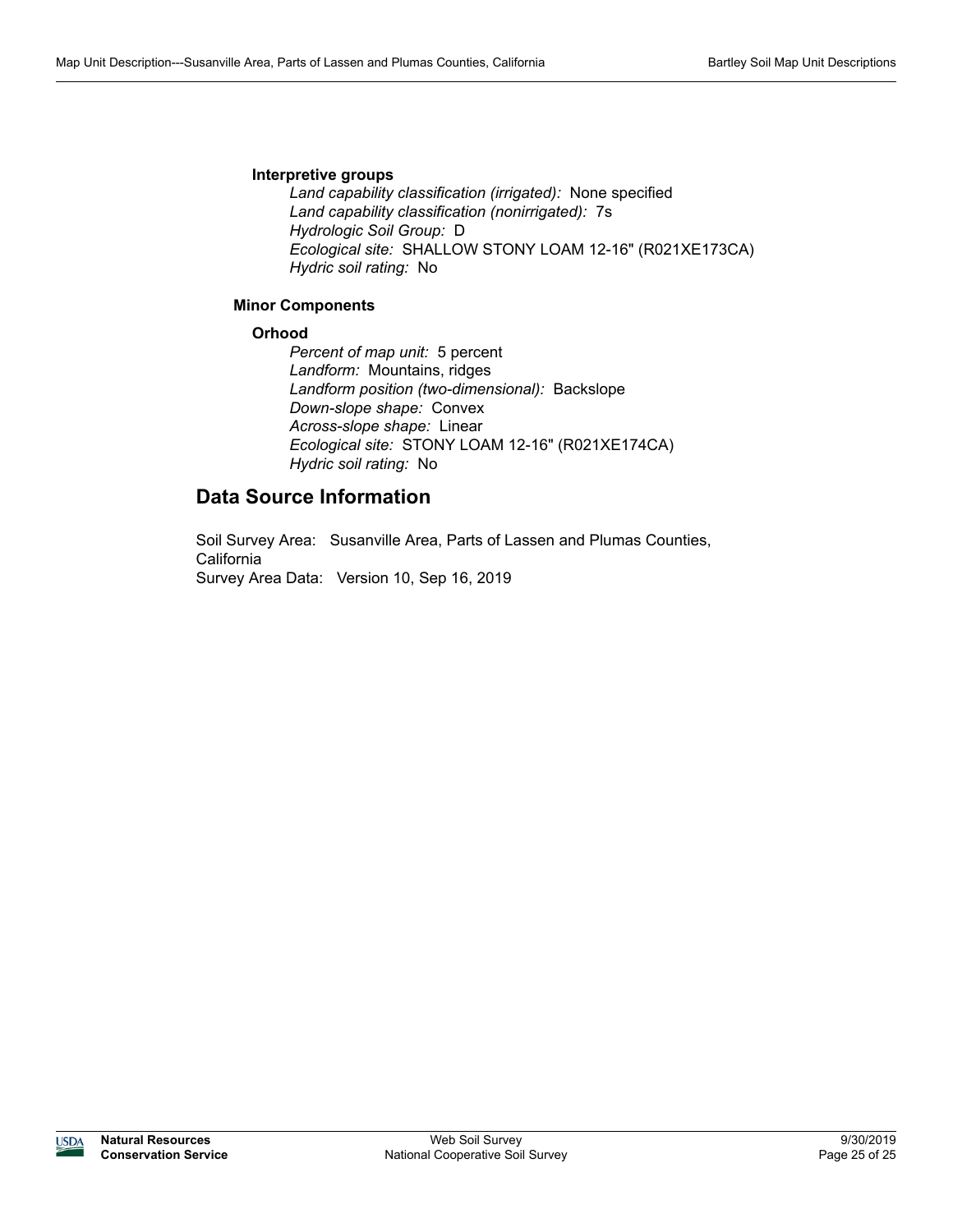**Interpretive groups**

*Land capability classification (irrigated):* None specified
*Land capability classification (nonirrigated):* 7s
*Hydrologic Soil Group:* D
*Ecological site:* SHALLOW STONY LOAM 12-16" (R021XE173CA)
*Hydric soil rating:* No

**Minor Components**

**Orhood**

*Percent of map unit:* 5 percent
*Landform:* Mountains, ridges
*Landform position (two-dimensional):* Backslope
*Down-slope shape:* Convex
*Across-slope shape:* Linear
*Ecological site:* STONY LOAM 12-16" (R021XE174CA)
*Hydric soil rating:* No

## Data Source Information

Soil Survey Area: Susanville Area, Parts of Lassen and Plumas Counties, California
Survey Area Data: Version 10, Sep 16, 2019